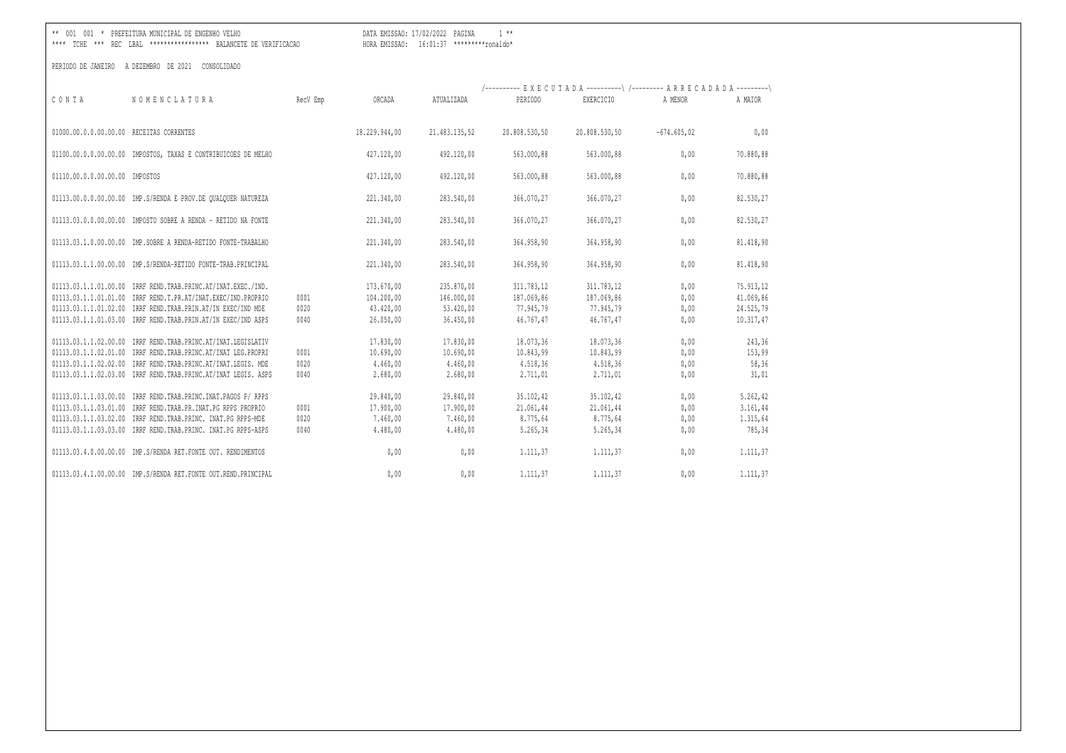** 001 001 * PREFEITURA MUNICIPAL DE ENGENHO VELHO DATA EMISSAO: 17/02/2022 PAGINA 1 **
**** TCHE *** REC LBAL ***************** BALANCETE DE VERIFICACAO HORA EMISSAO: 16:01:37 *********ronaldo*

PERIODO DE JANEIRO A DEZEMBRO DE 2021 CONSOLIDADO

| CONTA | NOMENCLATURA | RecV Emp | ORCADA | ATUALIZADA | EXECUTADA PERIODO | EXECUTADA EXERCICIO | ARRECADADA A MENOR | ARRECADADA A MAIOR |
|---|---|---|---|---|---|---|---|---|
| 01000.00.0.0.00.00.00 | RECEITAS CORRENTES | | 18.229.944,00 | 21.483.135,52 | 20.808.530,50 | 20.808.530,50 | -674.605,02 | 0,00 |
| 01100.00.0.0.00.00.00 | IMPOSTOS, TAXAS E CONTRIBUICOES DE MELHO | | 427.120,00 | 492.120,00 | 563.000,88 | 563.000,88 | 0,00 | 70.880,88 |
| 01110.00.0.0.00.00.00 | IMPOSTOS | | 427.120,00 | 492.120,00 | 563.000,88 | 563.000,88 | 0,00 | 70.880,88 |
| 01113.00.0.0.00.00.00 | IMP.S/RENDA E PROV.DE QUALQUER NATUREZA | | 221.340,00 | 283.540,00 | 366.070,27 | 366.070,27 | 0,00 | 82.530,27 |
| 01113.03.0.0.00.00.00 | IMPOSTO SOBRE A RENDA - RETIDO NA FONTE | | 221.340,00 | 283.540,00 | 366.070,27 | 366.070,27 | 0,00 | 82.530,27 |
| 01113.03.1.0.00.00.00 | IMP.SOBRE A RENDA-RETIDO FONTE-TRABALHO | | 221.340,00 | 283.540,00 | 364.958,90 | 364.958,90 | 0,00 | 81.418,90 |
| 01113.03.1.1.00.00.00 | IMP.S/RENDA-RETIDO FONTE-TRAB.PRINCIPAL | | 221.340,00 | 283.540,00 | 364.958,90 | 364.958,90 | 0,00 | 81.418,90 |
| 01113.03.1.1.01.00.00 | IRRF REND.TRAB.PRINC.AT/INAT.EXEC./IND. | | 173.670,00 | 235.870,00 | 311.783,12 | 311.783,12 | 0,00 | 75.913,12 |
| 01113.03.1.1.01.01.00 | IRRF REND.T.PR.AT/INAT.EXEC/IND.PROPRIO | 0001 | 104.200,00 | 146.000,00 | 187.069,86 | 187.069,86 | 0,00 | 41.069,86 |
| 01113.03.1.1.01.02.00 | IRRF REND.TRAB.PRIN.AT/IN EXEC/IND MDE | 0020 | 43.420,00 | 53.420,00 | 77.945,79 | 77.945,79 | 0,00 | 24.525,79 |
| 01113.03.1.1.01.03.00 | IRRF REND.TRAB.PRIN.AT/IN EXEC/IND ASPS | 0040 | 26.050,00 | 36.450,00 | 46.767,47 | 46.767,47 | 0,00 | 10.317,47 |
| 01113.03.1.1.02.00.00 | IRRF REND.TRAB.PRINC.AT/INAT.LEGISLATIV | | 17.830,00 | 17.830,00 | 18.073,36 | 18.073,36 | 0,00 | 243,36 |
| 01113.03.1.1.02.01.00 | IRRF REND.TRAB.PRINC.AT/INAT LEG.PROPRI | 0001 | 10.690,00 | 10.690,00 | 10.843,99 | 10.843,99 | 0,00 | 153,99 |
| 01113.03.1.1.02.02.00 | IRRF REND.TRAB.PRINC.AT/INAT.LEGIS. MDE | 0020 | 4.460,00 | 4.460,00 | 4.518,36 | 4.518,36 | 0,00 | 58,36 |
| 01113.03.1.1.02.03.00 | IRRF REND.TRAB.PRINC.AT/INAT LEGIS. ASPS | 0040 | 2.680,00 | 2.680,00 | 2.711,01 | 2.711,01 | 0,00 | 31,01 |
| 01113.03.1.1.03.00.00 | IRRF REND.TRAB.PRINC.INAT.PAGOS P/ RPPS | | 29.840,00 | 29.840,00 | 35.102,42 | 35.102,42 | 0,00 | 5.262,42 |
| 01113.03.1.1.03.01.00 | IRRF REND.TRAB.PR.INAT.PG RPPS PROPRIO | 0001 | 17.900,00 | 17.900,00 | 21.061,44 | 21.061,44 | 0,00 | 3.161,44 |
| 01113.03.1.1.03.02.00 | IRRF REND.TRAB.PRINC. INAT.PG RPPS-MDE | 0020 | 7.460,00 | 7.460,00 | 8.775,64 | 8.775,64 | 0,00 | 1.315,64 |
| 01113.03.1.1.03.03.00 | IRRF REND.TRAB.PRINC. INAT.PG RPPS-ASPS | 0040 | 4.480,00 | 4.480,00 | 5.265,34 | 5.265,34 | 0,00 | 785,34 |
| 01113.03.4.0.00.00.00 | IMP.S/RENDA RET.FONTE OUT. RENDIMENTOS | | 0,00 | 0,00 | 1.111,37 | 1.111,37 | 0,00 | 1.111,37 |
| 01113.03.4.1.00.00.00 | IMP.S/RENDA RET.FONTE OUT.REND.PRINCIPAL | | 0,00 | 0,00 | 1.111,37 | 1.111,37 | 0,00 | 1.111,37 |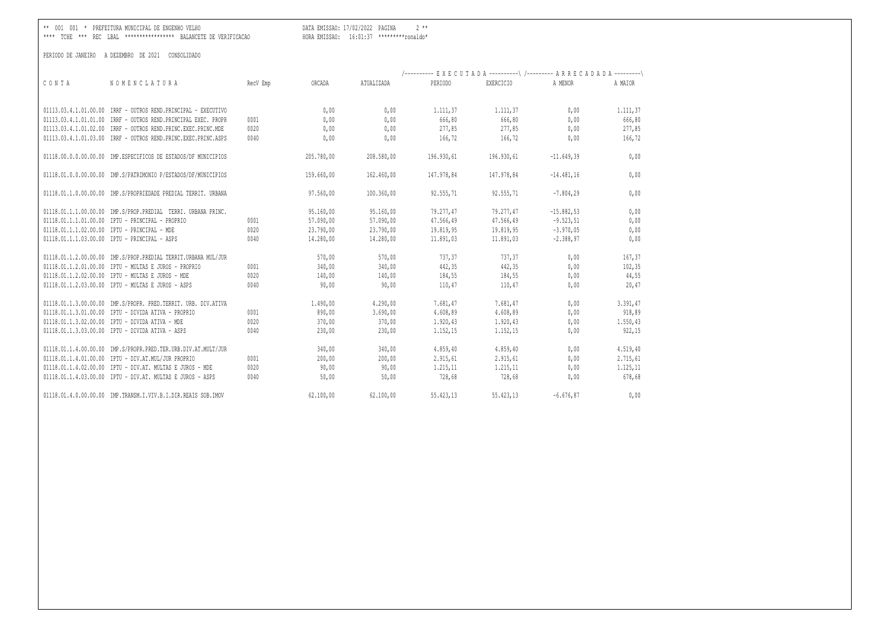** 001 001 * PREFEITURA MUNICIPAL DE ENGENHO VELHO DATA EMISSAO: 17/02/2022 PAGINA 2 **
**** TCHE *** REC LBAL **************** BALANCETE DE VERIFICACAO HORA EMISSAO: 16:01:37 *********ronaldo*

PERIODO DE JANEIRO A DEZEMBRO DE 2021 CONSOLIDADO

| C O N T A | N O M E N C L A T U R A | RecV Emp | ORCADA | ATUALIZADA | E X E C U T A D A PERIODO | E X E C U T A D A EXERCICIO | A R R E C A D A D A A MENOR | A R R E C A D A D A A MAIOR |
|---|---|---|---|---|---|---|---|---|
| 01113.03.4.1.01.00.00 | IRRF - OUTROS REND.PRINCIPAL - EXECUTIVO | | 0,00 | 0,00 | 1.111,37 | 1.111,37 | 0,00 | 1.111,37 |
| 01113.03.4.1.01.01.00 | IRRF - OUTROS REND.PRINCIPAL EXEC. PROPR | 0001 | 0,00 | 0,00 | 666,80 | 666,80 | 0,00 | 666,80 |
| 01113.03.4.1.01.02.00 | IRRF - OUTROS REND.PRINC.EXEC.PRINC.MDE | 0020 | 0,00 | 0,00 | 277,85 | 277,85 | 0,00 | 277,85 |
| 01113.03.4.1.01.03.00 | IRRF - OUTROS REND.PRINC.EXEC.PRINC.ASPS | 0040 | 0,00 | 0,00 | 166,72 | 166,72 | 0,00 | 166,72 |
| 01118.00.0.0.00.00.00 | IMP.ESPECIFICOS DE ESTADOS/DF MUNICIPIOS | | 205.780,00 | 208.580,00 | 196.930,61 | 196.930,61 | -11.649,39 | 0,00 |
| 01118.01.0.0.00.00.00 | IMP.S/PATRIMONIO P/ESTADOS/DF/MUNICIPIOS | | 159.660,00 | 162.460,00 | 147.978,84 | 147.978,84 | -14.481,16 | 0,00 |
| 01118.01.1.0.00.00.00 | IMP.S/PROPRIEDADE PREDIAL TERRIT. URBANA | | 97.560,00 | 100.360,00 | 92.555,71 | 92.555,71 | -7.804,29 | 0,00 |
| 01118.01.1.1.00.00.00 | IMP.S/PROP.PREDIAL TERRI. URBANA PRINC. | | 95.160,00 | 95.160,00 | 79.277,47 | 79.277,47 | -15.882,53 | 0,00 |
| 01118.01.1.1.01.00.00 | IPTU - PRINCIPAL - PROPRIO | 0001 | 57.090,00 | 57.090,00 | 47.566,49 | 47.566,49 | -9.523,51 | 0,00 |
| 01118.01.1.1.02.00.00 | IPTU - PRINCIPAL - MDE | 0020 | 23.790,00 | 23.790,00 | 19.819,95 | 19.819,95 | -3.970,05 | 0,00 |
| 01118.01.1.1.03.00.00 | IPTU - PRINCIPAL - ASPS | 0040 | 14.280,00 | 14.280,00 | 11.891,03 | 11.891,03 | -2.388,97 | 0,00 |
| 01118.01.1.2.00.00.00 | IMP.S/PROP.PREDIAL TERRIT.URBANA MUL/JUR | | 570,00 | 570,00 | 737,37 | 737,37 | 0,00 | 167,37 |
| 01118.01.1.2.01.00.00 | IPTU - MULTAS E JUROS - PROPRIO | 0001 | 340,00 | 340,00 | 442,35 | 442,35 | 0,00 | 102,35 |
| 01118.01.1.2.02.00.00 | IPTU - MULTAS E JUROS - MDE | 0020 | 140,00 | 140,00 | 184,55 | 184,55 | 0,00 | 44,55 |
| 01118.01.1.2.03.00.00 | IPTU - MULTAS E JUROS - ASPS | 0040 | 90,00 | 90,00 | 110,47 | 110,47 | 0,00 | 20,47 |
| 01118.01.1.3.00.00.00 | IMP.S/PROPR. PRED.TERRIT. URB. DIV.ATIVA | | 1.490,00 | 4.290,00 | 7.681,47 | 7.681,47 | 0,00 | 3.391,47 |
| 01118.01.1.3.01.00.00 | IPTU - DIVIDA ATIVA - PROPRIO | 0001 | 890,00 | 3.690,00 | 4.608,89 | 4.608,89 | 0,00 | 918,89 |
| 01118.01.1.3.02.00.00 | IPTU - DIVIDA ATIVA - MDE | 0020 | 370,00 | 370,00 | 1.920,43 | 1.920,43 | 0,00 | 1.550,43 |
| 01118.01.1.3.03.00.00 | IPTU - DIVIDA ATIVA - ASPS | 0040 | 230,00 | 230,00 | 1.152,15 | 1.152,15 | 0,00 | 922,15 |
| 01118.01.1.4.00.00.00 | IMP.S/PROPR.PRED.TER.URB.DIV.AT.MULT/JUR | | 340,00 | 340,00 | 4.859,40 | 4.859,40 | 0,00 | 4.519,40 |
| 01118.01.1.4.01.00.00 | IPTU - DIV.AT.MUL/JUR PROPRIO | 0001 | 200,00 | 200,00 | 2.915,61 | 2.915,61 | 0,00 | 2.715,61 |
| 01118.01.1.4.02.00.00 | IPTU - DIV.AT. MULTAS E JUROS - MDE | 0020 | 90,00 | 90,00 | 1.215,11 | 1.215,11 | 0,00 | 1.125,11 |
| 01118.01.1.4.03.00.00 | IPTU - DIV.AT. MULTAS E JUROS - ASPS | 0040 | 50,00 | 50,00 | 728,68 | 728,68 | 0,00 | 678,68 |
| 01118.01.4.0.00.00.00 | IMP.TRANSM.I.VIV.B.I.DIR.REAIS SOB.IMOV | | 62.100,00 | 62.100,00 | 55.423,13 | 55.423,13 | -6.676,87 | 0,00 |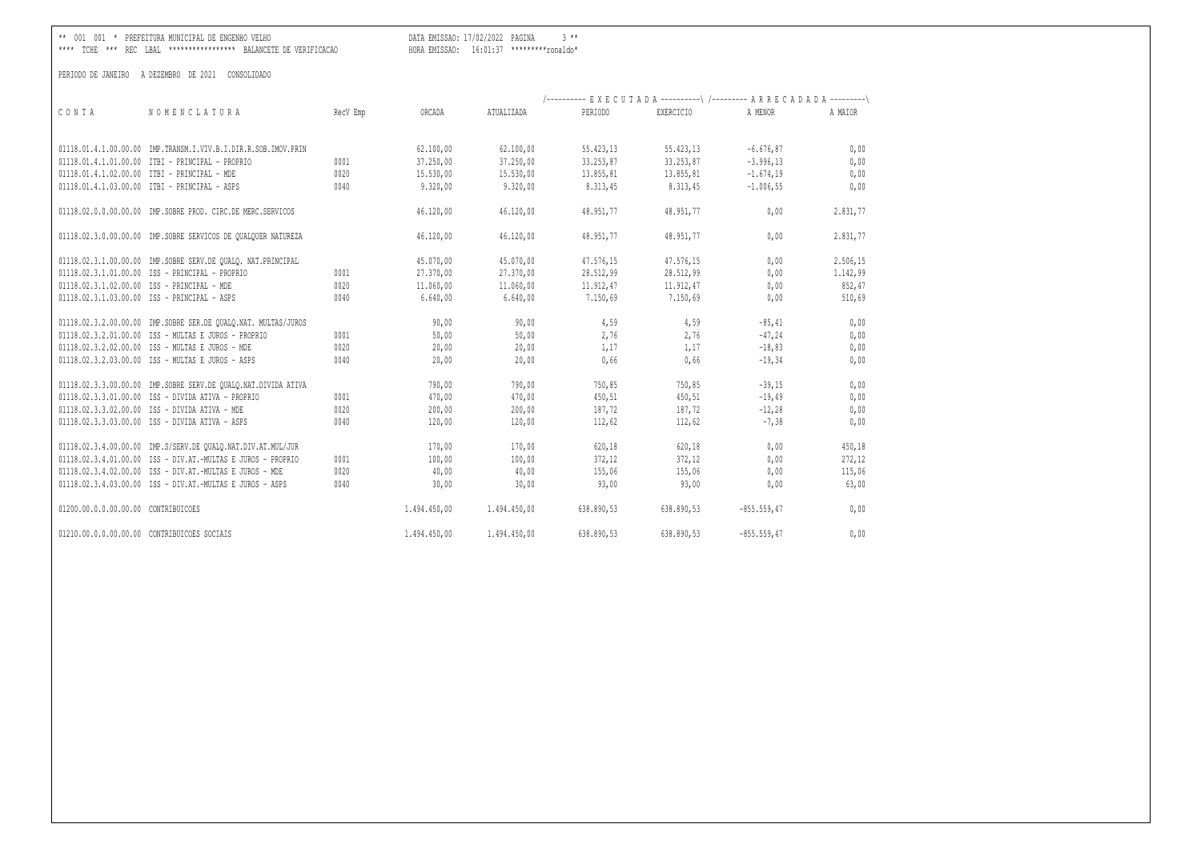PERIODO DE JANEIRO A DEZEMBRO DE 2021 CONSOLIDADO

| CONTA | NOMENCLATURA | RecV Emp | ORCADA | ATUALIZADA | EXECUTADA PERIODO | EXECUTADA EXERCICIO | ARRECADADA A MENOR | ARRECADADA A MAIOR |
|---|---|---|---|---|---|---|---|---|
| 01118.01.4.1.00.00.00 | IMP.TRANSM.I.VIV.B.I.DIR.R.SOB.IMOV.PRIN | | 62.100,00 | 62.100,00 | 55.423,13 | 55.423,13 | -6.676,87 | 0,00 |
| 01118.01.4.1.01.00.00 | ITBI - PRINCIPAL - PROPRIO | 0001 | 37.250,00 | 37.250,00 | 33.253,87 | 33.253,87 | -3.996,13 | 0,00 |
| 01118.01.4.1.02.00.00 | ITBI - PRINCIPAL - MDE | 0020 | 15.530,00 | 15.530,00 | 13.855,81 | 13.855,81 | -1.674,19 | 0,00 |
| 01118.01.4.1.03.00.00 | ITBI - PRINCIPAL - ASPS | 0040 | 9.320,00 | 9.320,00 | 8.313,45 | 8.313,45 | -1.006,55 | 0,00 |
| 01118.02.0.0.00.00.00 | IMP.SOBRE PROD. CIRC.DE MERC.SERVICOS | | 46.120,00 | 46.120,00 | 48.951,77 | 48.951,77 | 0,00 | 2.831,77 |
| 01118.02.3.0.00.00.00 | IMP.SOBRE SERVICOS DE QUALQUER NATUREZA | | 46.120,00 | 46.120,00 | 48.951,77 | 48.951,77 | 0,00 | 2.831,77 |
| 01118.02.3.1.00.00.00 | IMP.SOBRE SERV.DE QUALQ. NAT.PRINCIPAL | | 45.070,00 | 45.070,00 | 47.576,15 | 47.576,15 | 0,00 | 2.506,15 |
| 01118.02.3.1.01.00.00 | ISS - PRINCIPAL - PROPRIO | 0001 | 27.370,00 | 27.370,00 | 28.512,99 | 28.512,99 | 0,00 | 1.142,99 |
| 01118.02.3.1.02.00.00 | ISS - PRINCIPAL - MDE | 0020 | 11.060,00 | 11.060,00 | 11.912,47 | 11.912,47 | 0,00 | 852,47 |
| 01118.02.3.1.03.00.00 | ISS - PRINCIPAL - ASPS | 0040 | 6.640,00 | 6.640,00 | 7.150,69 | 7.150,69 | 0,00 | 510,69 |
| 01118.02.3.2.00.00.00 | IMP.SOBRE SER.DE QUALQ.NAT. MULTAS/JUROS | | 90,00 | 90,00 | 4,59 | 4,59 | -85,41 | 0,00 |
| 01118.02.3.2.01.00.00 | ISS - MULTAS E JUROS - PROPRIO | 0001 | 50,00 | 50,00 | 2,76 | 2,76 | -47,24 | 0,00 |
| 01118.02.3.2.02.00.00 | ISS - MULTAS E JUROS - MDE | 0020 | 20,00 | 20,00 | 1,17 | 1,17 | -18,83 | 0,00 |
| 01118.02.3.2.03.00.00 | ISS - MULTAS E JUROS - ASPS | 0040 | 20,00 | 20,00 | 0,66 | 0,66 | -19,34 | 0,00 |
| 01118.02.3.3.00.00.00 | IMP.SOBRE SERV.DE QUALQ.NAT.DIVIDA ATIVA | | 790,00 | 790,00 | 750,85 | 750,85 | -39,15 | 0,00 |
| 01118.02.3.3.01.00.00 | ISS - DIVIDA ATIVA - PROPRIO | 0001 | 470,00 | 470,00 | 450,51 | 450,51 | -19,49 | 0,00 |
| 01118.02.3.3.02.00.00 | ISS - DIVIDA ATIVA - MDE | 0020 | 200,00 | 200,00 | 187,72 | 187,72 | -12,28 | 0,00 |
| 01118.02.3.3.03.00.00 | ISS - DIVIDA ATIVA - ASPS | 0040 | 120,00 | 120,00 | 112,62 | 112,62 | -7,38 | 0,00 |
| 01118.02.3.4.00.00.00 | IMP.S/SERV.DE QUALQ.NAT.DIV.AT.MUL/JUR | | 170,00 | 170,00 | 620,18 | 620,18 | 0,00 | 450,18 |
| 01118.02.3.4.01.00.00 | ISS - DIV.AT.-MULTAS E JUROS - PROPRIO | 0001 | 100,00 | 100,00 | 372,12 | 372,12 | 0,00 | 272,12 |
| 01118.02.3.4.02.00.00 | ISS - DIV.AT.-MULTAS E JUROS - MDE | 0020 | 40,00 | 40,00 | 155,06 | 155,06 | 0,00 | 115,06 |
| 01118.02.3.4.03.00.00 | ISS - DIV.AT.-MULTAS E JUROS - ASPS | 0040 | 30,00 | 30,00 | 93,00 | 93,00 | 0,00 | 63,00 |
| 01200.00.0.0.00.00.00 | CONTRIBUICOES | | 1.494.450,00 | 1.494.450,00 | 638.890,53 | 638.890,53 | -855.559,47 | 0,00 |
| 01210.00.0.0.00.00.00 | CONTRIBUICOES SOCIAIS | | 1.494.450,00 | 1.494.450,00 | 638.890,53 | 638.890,53 | -855.559,47 | 0,00 |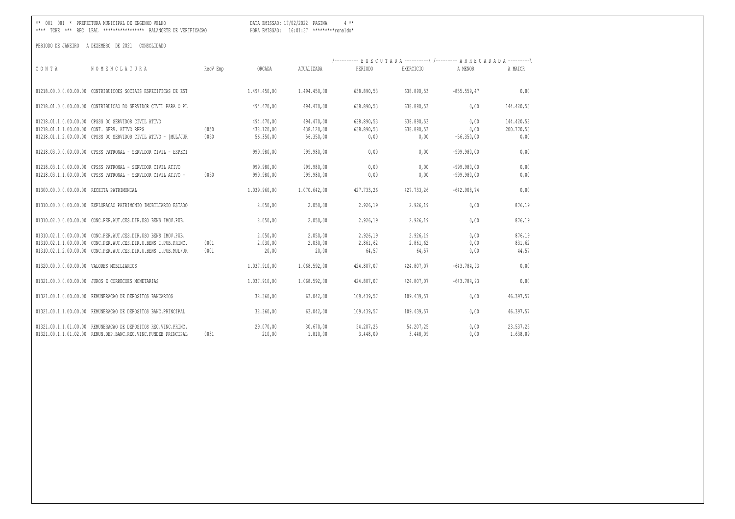PERIODO DE JANEIRO A DEZEMBRO DE 2021 CONSOLIDADO

| CONTA | NOMENCLATURA | RecV Emp | ORCADA | ATUALIZADA | EXECUTADA PERIODO | EXECUTADA EXERCICIO | ARRECADADA A MENOR | ARRECADADA A MAIOR |
|---|---|---|---|---|---|---|---|---|
| 01218.00.0.0.00.00.00 | CONTRIBUICOES SOCIAIS ESPECIFICAS DE EST | | 1.494.450,00 | 1.494.450,00 | 638.890,53 | 638.890,53 | -855.559,47 | 0,00 |
| 01218.01.0.0.00.00.00 | CONTRIBUICAO DO SERVIDOR CIVIL PARA O PL | | 494.470,00 | 494.470,00 | 638.890,53 | 638.890,53 | 0,00 | 144.420,53 |
| 01218.01.1.0.00.00.00 | CPSSS DO SERVIDOR CIVIL ATIVO | | 494.470,00 | 494.470,00 | 638.890,53 | 638.890,53 | 0,00 | 144.420,53 |
| 01218.01.1.1.00.00.00 | CONT. SERV. ATIVO RPPS | 0050 | 438.120,00 | 438.120,00 | 638.890,53 | 638.890,53 | 0,00 | 200.770,53 |
| 01218.01.1.2.00.00.00 | CPSSS DO SERVIDOR CIVIL ATIVO - [MUL/JUR | 0050 | 56.350,00 | 56.350,00 | 0,00 | 0,00 | -56.350,00 | 0,00 |
| 01218.03.0.0.00.00.00 | CPSSS PATRONAL - SERVIDOR CIVIL - ESPECI | | 999.980,00 | 999.980,00 | 0,00 | 0,00 | -999.980,00 | 0,00 |
| 01218.03.1.0.00.00.00 | CPSSS PATRONAL - SERVIDOR CIVIL ATIVO | | 999.980,00 | 999.980,00 | 0,00 | 0,00 | -999.980,00 | 0,00 |
| 01218.03.1.1.00.00.00 | CPSSS PATRONAL - SERVIDOR CIVIL ATIVO - | 0050 | 999.980,00 | 999.980,00 | 0,00 | 0,00 | -999.980,00 | 0,00 |
| 01300.00.0.0.00.00.00 | RECEITA PATRIMONIAL | | 1.039.960,00 | 1.070.642,00 | 427.733,26 | 427.733,26 | -642.908,74 | 0,00 |
| 01310.00.0.0.00.00.00 | EXPLORACAO PATRIMONIO IMOBILIARIO ESTADO | | 2.050,00 | 2.050,00 | 2.926,19 | 2.926,19 | 0,00 | 876,19 |
| 01310.02.0.0.00.00.00 | CONC.PER.AUT.CES.DIR.USO BENS IMOV.PUB. | | 2.050,00 | 2.050,00 | 2.926,19 | 2.926,19 | 0,00 | 876,19 |
| 01310.02.1.0.00.00.00 | CONC.PER.AUT.CES.DIR.USO BENS IMOV.PUB. | | 2.050,00 | 2.050,00 | 2.926,19 | 2.926,19 | 0,00 | 876,19 |
| 01310.02.1.1.00.00.00 | CONC.PER.AUT.CES.DIR.U.BENS I.PUB.PRINC. | 0001 | 2.030,00 | 2.030,00 | 2.861,62 | 2.861,62 | 0,00 | 831,62 |
| 01310.02.1.2.00.00.00 | CONC.PER.AUT.CES.DIR.U.BENS I.PUB.MUL/JR | 0001 | 20,00 | 20,00 | 64,57 | 64,57 | 0,00 | 44,57 |
| 01320.00.0.0.00.00.00 | VALORES MOBILIARIOS | | 1.037.910,00 | 1.068.592,00 | 424.807,07 | 424.807,07 | -643.784,93 | 0,00 |
| 01321.00.0.0.00.00.00 | JUROS E CORRECOES MONETARIAS | | 1.037.910,00 | 1.068.592,00 | 424.807,07 | 424.807,07 | -643.784,93 | 0,00 |
| 01321.00.1.0.00.00.00 | REMUNERACAO DE DEPOSITOS BANCARIOS | | 32.360,00 | 63.042,00 | 109.439,57 | 109.439,57 | 0,00 | 46.397,57 |
| 01321.00.1.1.00.00.00 | REMUNERACAO DE DEPOSITOS BANC.PRINCIPAL | | 32.360,00 | 63.042,00 | 109.439,57 | 109.439,57 | 0,00 | 46.397,57 |
| 01321.00.1.1.01.00.00 | REMUNERACAO DE DEPOSITOS REC.VINC.PRINC. | | 29.070,00 | 30.670,00 | 54.207,25 | 54.207,25 | 0,00 | 23.537,25 |
| 01321.00.1.1.01.02.00 | REMUN.DEP.BANC.REC.VINC.FUNDEB PRINCIPAL | 0031 | 210,00 | 1.810,00 | 3.448,09 | 3.448,09 | 0,00 | 1.638,09 |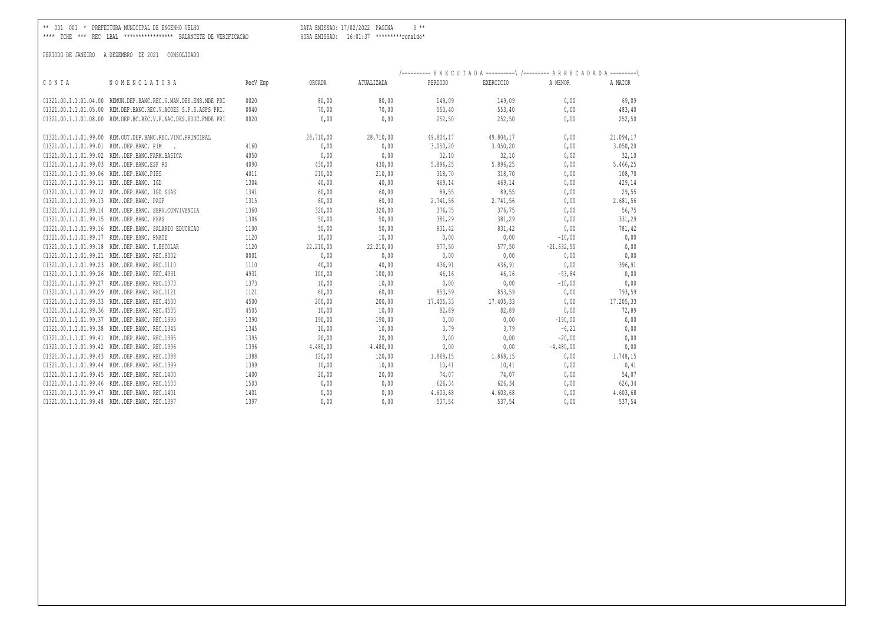** 001 001 * PREFEITURA MUNICIPAL DE ENGENHO VELHO DATA EMISSAO: 17/02/2022 PAGINA 5 **
**** TCHE *** REC LBAL **************** BALANCETE DE VERIFICACAO HORA EMISSAO: 16:01:37 *********ronaldo*

PERIODO DE JANEIRO A DEZEMBRO DE 2021 CONSOLIDADO

| C O N T A | N O M E N C L A T U R A | RecV Emp | ORCADA | ATUALIZADA | E X E C U T A D A PERIODO | EXERCICIO | A R R E C A D A D A A MENOR | A MAIOR |
|---|---|---|---|---|---|---|---|---|
| 01321.00.1.1.01.04.00 | REMUN.DEP.BANC.REC.V.MAN.DES.ENS.MDE PRI | 0020 | 80,00 | 80,00 | 149,09 | 149,09 | 0,00 | 69,09 |
| 01321.00.1.1.01.05.00 | REM.DEP.BANC.REC.V.ACOES S.P.S.ASPS PRI. | 0040 | 70,00 | 70,00 | 553,40 | 553,40 | 0,00 | 483,40 |
| 01321.00.1.1.01.08.00 | REM.DEP.BC.REC.V.F.NAC.DES.EDUC.FNDE PRI | 0020 | 0,00 | 0,00 | 252,50 | 252,50 | 0,00 | 252,50 |
| 01321.00.1.1.01.99.00 | REM.OUT.DEP.BANC.REC.VINC.PRINCIPAL | | 28.710,00 | 28.710,00 | 49.804,17 | 49.804,17 | 0,00 | 21.094,17 |
| 01321.00.1.1.01.99.01 | REM..DEP.BANC. PIM . | 4160 | 0,00 | 0,00 | 3.050,20 | 3.050,20 | 0,00 | 3.050,20 |
| 01321.00.1.1.01.99.02 | REM..DEP.BANC.FARM.BASICA | 4050 | 0,00 | 0,00 | 32,10 | 32,10 | 0,00 | 32,10 |
| 01321.00.1.1.01.99.03 | REM..DEP.BANC.ESF RS | 4090 | 430,00 | 430,00 | 5.896,25 | 5.896,25 | 0,00 | 5.466,25 |
| 01321.00.1.1.01.99.06 | REM..DEP.BANC.PIES | 4011 | 210,00 | 210,00 | 318,70 | 318,70 | 0,00 | 108,70 |
| 01321.00.1.1.01.99.11 | REM..DEP.BANC. IGD | 1304 | 40,00 | 40,00 | 469,14 | 469,14 | 0,00 | 429,14 |
| 01321.00.1.1.01.99.12 | REM..DEP.BANC. IGD SUAS | 1341 | 60,00 | 60,00 | 89,55 | 89,55 | 0,00 | 29,55 |
| 01321.00.1.1.01.99.13 | REM..DEP.BANC. PAIF | 1315 | 60,00 | 60,00 | 2.741,56 | 2.741,56 | 0,00 | 2.681,56 |
| 01321.00.1.1.01.99.14 | REM..DEP.BANC. SERV.CONVIVENCIA | 1360 | 320,00 | 320,00 | 376,75 | 376,75 | 0,00 | 56,75 |
| 01321.00.1.1.01.99.15 | REM..DEP.BANC. FEAS | 1306 | 50,00 | 50,00 | 381,29 | 381,29 | 0,00 | 331,29 |
| 01321.00.1.1.01.99.16 | REM..DEP.BANC. SALARIO EDUCACAO | 1100 | 50,00 | 50,00 | 831,42 | 831,42 | 0,00 | 781,42 |
| 01321.00.1.1.01.99.17 | REM..DEP.BANC. PNATE | 1120 | 10,00 | 10,00 | 0,00 | 0,00 | -10,00 | 0,00 |
| 01321.00.1.1.01.99.18 | REM..DEP.BANC. T.ESCOLAR | 1120 | 22.210,00 | 22.210,00 | 577,50 | 577,50 | -21.632,50 | 0,00 |
| 01321.00.1.1.01.99.21 | REM..DEP.BANC. REC.8002 | 0001 | 0,00 | 0,00 | 0,00 | 0,00 | 0,00 | 0,00 |
| 01321.00.1.1.01.99.23 | REM..DEP.BANC. REC.1110 | 1110 | 40,00 | 40,00 | 436,91 | 436,91 | 0,00 | 396,91 |
| 01321.00.1.1.01.99.26 | REM..DEP.BANC. REC.4931 | 4931 | 100,00 | 100,00 | 46,16 | 46,16 | -53,84 | 0,00 |
| 01321.00.1.1.01.99.27 | REM..DEP.BANC. REC.1373 | 1373 | 10,00 | 10,00 | 0,00 | 0,00 | -10,00 | 0,00 |
| 01321.00.1.1.01.99.29 | REM..DEP.BANC. REC.1121 | 1121 | 60,00 | 60,00 | 853,59 | 853,59 | 0,00 | 793,59 |
| 01321.00.1.1.01.99.33 | REM..DEP.BANC. REC.4500 | 4500 | 200,00 | 200,00 | 17.405,33 | 17.405,33 | 0,00 | 17.205,33 |
| 01321.00.1.1.01.99.36 | REM..DEP.BANC. REC.4505 | 4505 | 10,00 | 10,00 | 82,89 | 82,89 | 0,00 | 72,89 |
| 01321.00.1.1.01.99.37 | REM..DEP.BANC. REC.1390 | 1390 | 190,00 | 190,00 | 0,00 | 0,00 | -190,00 | 0,00 |
| 01321.00.1.1.01.99.38 | REM..DEP.BANC. REC.1345 | 1345 | 10,00 | 10,00 | 3,79 | 3,79 | -6,21 | 0,00 |
| 01321.00.1.1.01.99.41 | REM..DEP.BANC. REC.1395 | 1395 | 20,00 | 20,00 | 0,00 | 0,00 | -20,00 | 0,00 |
| 01321.00.1.1.01.99.42 | REM..DEP.BANC. REC.1396 | 1396 | 4.480,00 | 4.480,00 | 0,00 | 0,00 | -4.480,00 | 0,00 |
| 01321.00.1.1.01.99.43 | REM..DEP.BANC. REC.1388 | 1388 | 120,00 | 120,00 | 1.868,15 | 1.868,15 | 0,00 | 1.748,15 |
| 01321.00.1.1.01.99.44 | REM..DEP.BANC. REC.1399 | 1399 | 10,00 | 10,00 | 10,41 | 10,41 | 0,00 | 0,41 |
| 01321.00.1.1.01.99.45 | REM..DEP.BANC. REC.1400 | 1400 | 20,00 | 20,00 | 74,07 | 74,07 | 0,00 | 54,07 |
| 01321.00.1.1.01.99.46 | REM..DEP.BANC. REC.1503 | 1503 | 0,00 | 0,00 | 626,34 | 626,34 | 0,00 | 626,34 |
| 01321.00.1.1.01.99.47 | REM..DEP.BANC. REC.1401 | 1401 | 0,00 | 0,00 | 4.603,68 | 4.603,68 | 0,00 | 4.603,68 |
| 01321.00.1.1.01.99.48 | REM..DEP.BANC. REC.1397 | 1397 | 0,00 | 0,00 | 537,54 | 537,54 | 0,00 | 537,54 |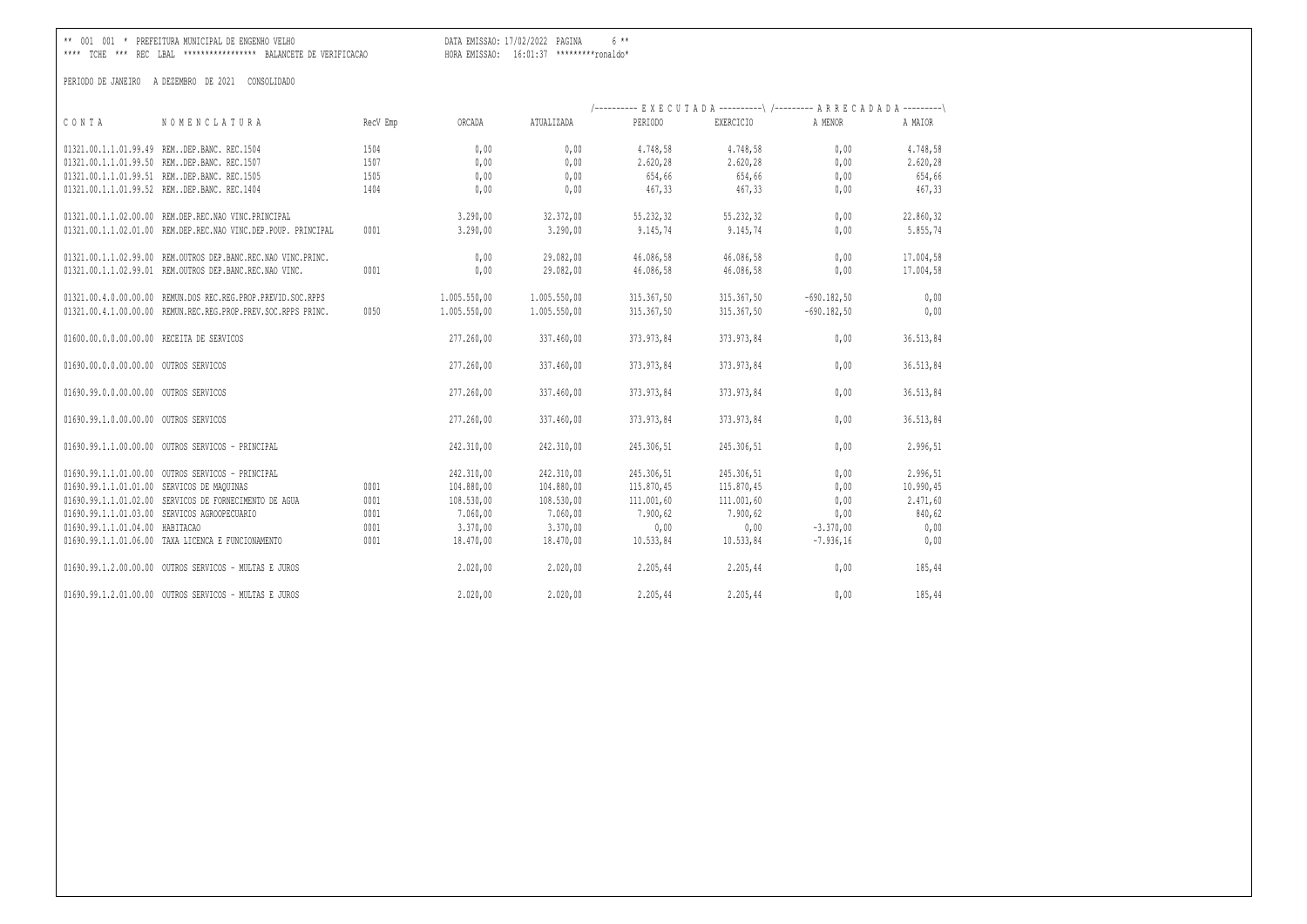** 001 001 * PREFEITURA MUNICIPAL DE ENGENHO VELHO DATA EMISSAO: 17/02/2022 PAGINA 6 **
**** TCHE *** REC LBAL **************** BALANCETE DE VERIFICACAO HORA EMISSAO: 16:01:37 *********ronaldo*

PERIODO DE JANEIRO A DEZEMBRO DE 2021 CONSOLIDADO

| C O N T A | N O M E N C L A T U R A | RecV Emp | ORCADA | ATUALIZADA | E X E C U T A D A PERIODO | EXERCICIO | A R R E C A D A D A A MENOR | A MAIOR |
|---|---|---|---|---|---|---|---|---|
| 01321.00.1.1.01.99.49 | REM..DEP.BANC. REC.1504 | 1504 | 0,00 | 0,00 | 4.748,58 | 4.748,58 | 0,00 | 4.748,58 |
| 01321.00.1.1.01.99.50 | REM..DEP.BANC. REC.1507 | 1507 | 0,00 | 0,00 | 2.620,28 | 2.620,28 | 0,00 | 2.620,28 |
| 01321.00.1.1.01.99.51 | REM..DEP.BANC. REC.1505 | 1505 | 0,00 | 0,00 | 654,66 | 654,66 | 0,00 | 654,66 |
| 01321.00.1.1.01.99.52 | REM..DEP.BANC. REC.1404 | 1404 | 0,00 | 0,00 | 467,33 | 467,33 | 0,00 | 467,33 |
| 01321.00.1.1.02.00.00 | REM.DEP.REC.NAO VINC.PRINCIPAL | | 3.290,00 | 32.372,00 | 55.232,32 | 55.232,32 | 0,00 | 22.860,32 |
| 01321.00.1.1.02.01.00 | REM.DEP.REC.NAO VINC.DEP.POUP. PRINCIPAL | 0001 | 3.290,00 | 3.290,00 | 9.145,74 | 9.145,74 | 0,00 | 5.855,74 |
| 01321.00.1.1.02.99.00 | REM.OUTROS DEP.BANC.REC.NAO VINC.PRINC. | | 0,00 | 29.082,00 | 46.086,58 | 46.086,58 | 0,00 | 17.004,58 |
| 01321.00.1.1.02.99.01 | REM.OUTROS DEP.BANC.REC.NAO VINC. | 0001 | 0,00 | 29.082,00 | 46.086,58 | 46.086,58 | 0,00 | 17.004,58 |
| 01321.00.4.0.00.00.00 | REMUN.DOS REC.REG.PROP.PREVID.SOC.RPPS | | 1.005.550,00 | 1.005.550,00 | 315.367,50 | 315.367,50 | -690.182,50 | 0,00 |
| 01321.00.4.1.00.00.00 | REMUN.REC.REG.PROP.PREV.SOC.RPPS PRINC. | 0050 | 1.005.550,00 | 1.005.550,00 | 315.367,50 | 315.367,50 | -690.182,50 | 0,00 |
| 01600.00.0.0.00.00.00 | RECEITA DE SERVICOS | | 277.260,00 | 337.460,00 | 373.973,84 | 373.973,84 | 0,00 | 36.513,84 |
| 01690.00.0.0.00.00.00 | OUTROS SERVICOS | | 277.260,00 | 337.460,00 | 373.973,84 | 373.973,84 | 0,00 | 36.513,84 |
| 01690.99.0.0.00.00.00 | OUTROS SERVICOS | | 277.260,00 | 337.460,00 | 373.973,84 | 373.973,84 | 0,00 | 36.513,84 |
| 01690.99.1.0.00.00.00 | OUTROS SERVICOS | | 277.260,00 | 337.460,00 | 373.973,84 | 373.973,84 | 0,00 | 36.513,84 |
| 01690.99.1.1.00.00.00 | OUTROS SERVICOS - PRINCIPAL | | 242.310,00 | 242.310,00 | 245.306,51 | 245.306,51 | 0,00 | 2.996,51 |
| 01690.99.1.1.01.00.00 | OUTROS SERVICOS - PRINCIPAL | | 242.310,00 | 242.310,00 | 245.306,51 | 245.306,51 | 0,00 | 2.996,51 |
| 01690.99.1.1.01.01.00 | SERVICOS DE MAQUINAS | 0001 | 104.880,00 | 104.880,00 | 115.870,45 | 115.870,45 | 0,00 | 10.990,45 |
| 01690.99.1.1.01.02.00 | SERVICOS DE FORNECIMENTO DE AGUA | 0001 | 108.530,00 | 108.530,00 | 111.001,60 | 111.001,60 | 0,00 | 2.471,60 |
| 01690.99.1.1.01.03.00 | SERVICOS AGROOPECUARIO | 0001 | 7.060,00 | 7.060,00 | 7.900,62 | 7.900,62 | 0,00 | 840,62 |
| 01690.99.1.1.01.04.00 | HABITACAO | 0001 | 3.370,00 | 3.370,00 | 0,00 | 0,00 | -3.370,00 | 0,00 |
| 01690.99.1.1.01.06.00 | TAXA LICENCA E FUNCIONAMENTO | 0001 | 18.470,00 | 18.470,00 | 10.533,84 | 10.533,84 | -7.936,16 | 0,00 |
| 01690.99.1.2.00.00.00 | OUTROS SERVICOS - MULTAS E JUROS | | 2.020,00 | 2.020,00 | 2.205,44 | 2.205,44 | 0,00 | 185,44 |
| 01690.99.1.2.01.00.00 | OUTROS SERVICOS - MULTAS E JUROS | | 2.020,00 | 2.020,00 | 2.205,44 | 2.205,44 | 0,00 | 185,44 |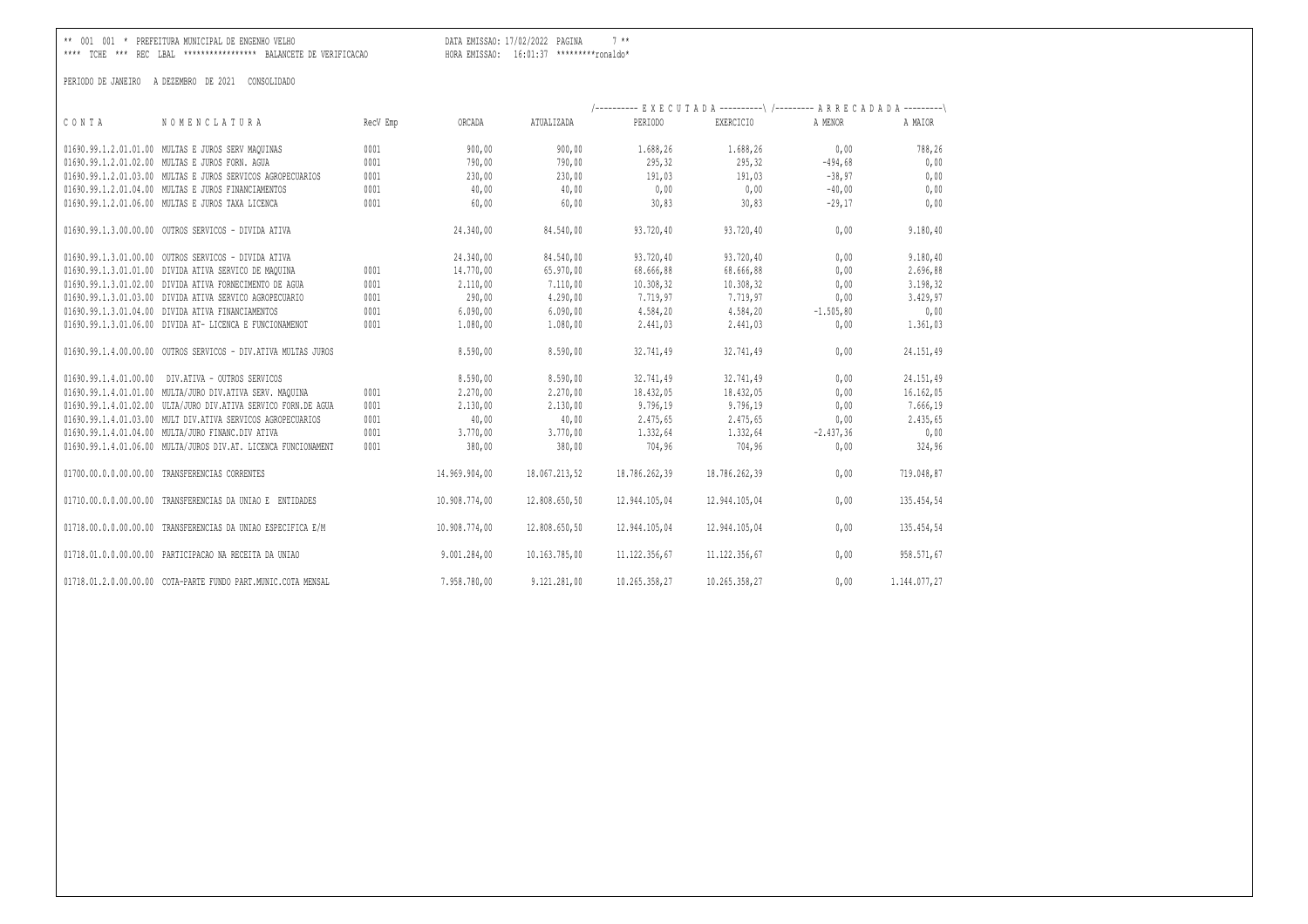** 001 001 * PREFEITURA MUNICIPAL DE ENGENHO VELHO DATA EMISSAO: 17/02/2022 PAGINA 7 **
**** TCHE *** REC LBAL **************** BALANCETE DE VERIFICACAO HORA EMISSAO: 16:01:37 *********ronaldo*

PERIODO DE JANEIRO A DEZEMBRO DE 2021 CONSOLIDADO

| | | | | | E X E C U T A D A | | A R R E C A D A D A | |
|---|---|---|---|---|---|---|---|---|
| C O N T A | N O M E N C L A T U R A | RecV Emp | ORCADA | ATUALIZADA | PERIODO | EXERCICIO | A MENOR | A MAIOR |
| 01690.99.1.2.01.01.00 | MULTAS E JUROS SERV MAQUINAS | 0001 | 900,00 | 900,00 | 1.688,26 | 1.688,26 | 0,00 | 788,26 |
| 01690.99.1.2.01.02.00 | MULTAS E JUROS FORN. AGUA | 0001 | 790,00 | 790,00 | 295,32 | 295,32 | -494,68 | 0,00 |
| 01690.99.1.2.01.03.00 | MULTAS E JUROS SERVICOS AGROPECUARIOS | 0001 | 230,00 | 230,00 | 191,03 | 191,03 | -38,97 | 0,00 |
| 01690.99.1.2.01.04.00 | MULTAS E JUROS FINANCIAMENTOS | 0001 | 40,00 | 40,00 | 0,00 | 0,00 | -40,00 | 0,00 |
| 01690.99.1.2.01.06.00 | MULTAS E JUROS TAXA LICENCA | 0001 | 60,00 | 60,00 | 30,83 | 30,83 | -29,17 | 0,00 |
| 01690.99.1.3.00.00.00 | OUTROS SERVICOS - DIVIDA ATIVA | | 24.340,00 | 84.540,00 | 93.720,40 | 93.720,40 | 0,00 | 9.180,40 |
| 01690.99.1.3.01.00.00 | OUTROS SERVICOS - DIVIDA ATIVA | | 24.340,00 | 84.540,00 | 93.720,40 | 93.720,40 | 0,00 | 9.180,40 |
| 01690.99.1.3.01.01.00 | DIVIDA ATIVA SERVICO DE MAQUINA | 0001 | 14.770,00 | 65.970,00 | 68.666,88 | 68.666,88 | 0,00 | 2.696,88 |
| 01690.99.1.3.01.02.00 | DIVIDA ATIVA FORNECIMENTO DE AGUA | 0001 | 2.110,00 | 7.110,00 | 10.308,32 | 10.308,32 | 0,00 | 3.198,32 |
| 01690.99.1.3.01.03.00 | DIVIDA ATIVA SERVICO AGROPECUARIO | 0001 | 290,00 | 4.290,00 | 7.719,97 | 7.719,97 | 0,00 | 3.429,97 |
| 01690.99.1.3.01.04.00 | DIVIDA ATIVA FINANCIAMENTOS | 0001 | 6.090,00 | 6.090,00 | 4.584,20 | 4.584,20 | -1.505,80 | 0,00 |
| 01690.99.1.3.01.06.00 | DIVIDA AT- LICENCA E FUNCIONAMENOT | 0001 | 1.080,00 | 1.080,00 | 2.441,03 | 2.441,03 | 0,00 | 1.361,03 |
| 01690.99.1.4.00.00.00 | OUTROS SERVICOS - DIV.ATIVA MULTAS JUROS | | 8.590,00 | 8.590,00 | 32.741,49 | 32.741,49 | 0,00 | 24.151,49 |
| 01690.99.1.4.01.00.00 | DIV.ATIVA - OUTROS SERVICOS | | 8.590,00 | 8.590,00 | 32.741,49 | 32.741,49 | 0,00 | 24.151,49 |
| 01690.99.1.4.01.01.00 | MULTA/JURO DIV.ATIVA SERV. MAQUINA | 0001 | 2.270,00 | 2.270,00 | 18.432,05 | 18.432,05 | 0,00 | 16.162,05 |
| 01690.99.1.4.01.02.00 | ULTA/JURO DIV.ATIVA SERVICO FORN.DE AGUA | 0001 | 2.130,00 | 2.130,00 | 9.796,19 | 9.796,19 | 0,00 | 7.666,19 |
| 01690.99.1.4.01.03.00 | MULT DIV.ATIVA SERVICOS AGROPECUARIOS | 0001 | 40,00 | 40,00 | 2.475,65 | 2.475,65 | 0,00 | 2.435,65 |
| 01690.99.1.4.01.04.00 | MULTA/JURO FINANC.DIV ATIVA | 0001 | 3.770,00 | 3.770,00 | 1.332,64 | 1.332,64 | -2.437,36 | 0,00 |
| 01690.99.1.4.01.06.00 | MULTA/JUROS DIV.AT. LICENCA FUNCIONAMENT | 0001 | 380,00 | 380,00 | 704,96 | 704,96 | 0,00 | 324,96 |
| 01700.00.0.0.00.00.00 | TRANSFERENCIAS CORRENTES | | 14.969.904,00 | 18.067.213,52 | 18.786.262,39 | 18.786.262,39 | 0,00 | 719.048,87 |
| 01710.00.0.0.00.00.00 | TRANSFERENCIAS DA UNIAO E ENTIDADES | | 10.908.774,00 | 12.808.650,50 | 12.944.105,04 | 12.944.105,04 | 0,00 | 135.454,54 |
| 01718.00.0.0.00.00.00 | TRANSFERENCIAS DA UNIAO ESPECIFICA E/M | | 10.908.774,00 | 12.808.650,50 | 12.944.105,04 | 12.944.105,04 | 0,00 | 135.454,54 |
| 01718.01.0.0.00.00.00 | PARTICIPACAO NA RECEITA DA UNIAO | | 9.001.284,00 | 10.163.785,00 | 11.122.356,67 | 11.122.356,67 | 0,00 | 958.571,67 |
| 01718.01.2.0.00.00.00 | COTA-PARTE FUNDO PART.MUNIC.COTA MENSAL | | 7.958.780,00 | 9.121.281,00 | 10.265.358,27 | 10.265.358,27 | 0,00 | 1.144.077,27 |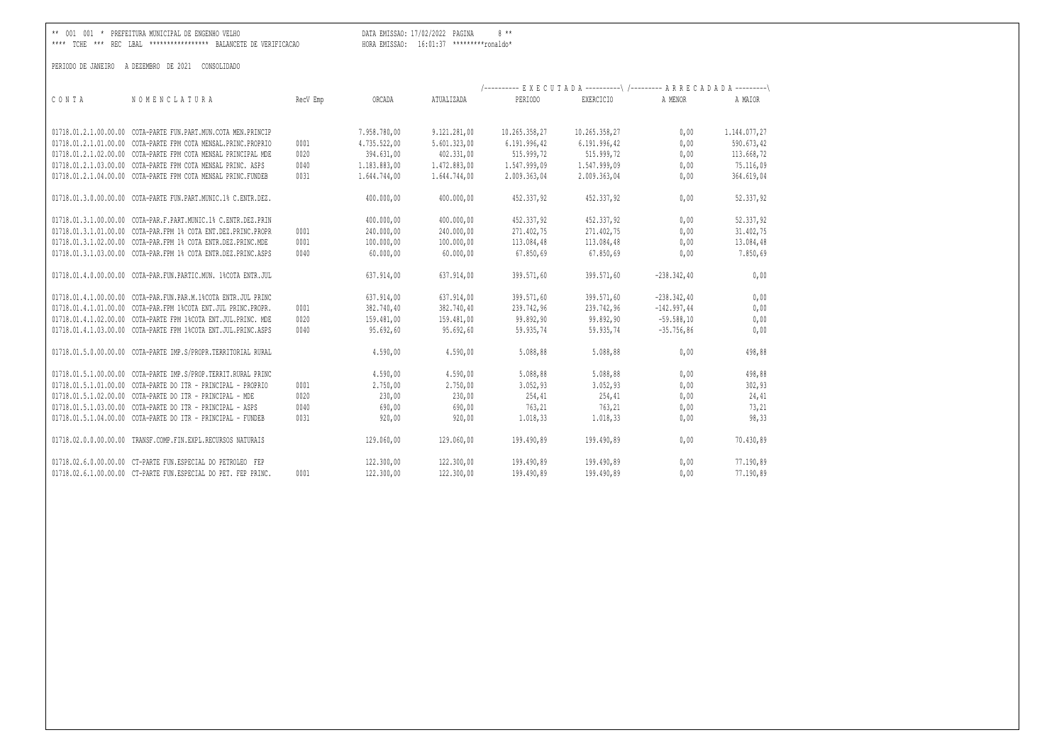** 001 001 * PREFEITURA MUNICIPAL DE ENGENHO VELHO DATA EMISSAO: 17/02/2022 PAGINA 8 **
**** TCHE *** REC LBAL **************** BALANCETE DE VERIFICACAO HORA EMISSAO: 16:01:37 *********ronaldo*

PERIODO DE JANEIRO A DEZEMBRO DE 2021 CONSOLIDADO

| CONTA | NOMENCLATURA | RecV Emp | ORCADA | ATUALIZADA | EXECUTADA | | ARRECADADA | |
|---|---|---|---|---|---|---|---|---|
| | | | | | PERIODO | EXERCICIO | A MENOR | A MAIOR |
| 01718.01.2.1.00.00.00 | COTA-PARTE FUN.PART.MUN.COTA MEN.PRINCIP | | 7.958.780,00 | 9.121.281,00 | 10.265.358,27 | 10.265.358,27 | 0,00 | 1.144.077,27 |
| 01718.01.2.1.01.00.00 | COTA-PARTE FPM COTA MENSAL.PRINC.PROPRIO | 0001 | 4.735.522,00 | 5.601.323,00 | 6.191.996,42 | 6.191.996,42 | 0,00 | 590.673,42 |
| 01718.01.2.1.02.00.00 | COTA-PARTE FPM COTA MENSAL PRINCIPAL MDE | 0020 | 394.631,00 | 402.331,00 | 515.999,72 | 515.999,72 | 0,00 | 113.668,72 |
| 01718.01.2.1.03.00.00 | COTA-PARTE FPM COTA MENSAL PRINC. ASPS | 0040 | 1.183.883,00 | 1.472.883,00 | 1.547.999,09 | 1.547.999,09 | 0,00 | 75.116,09 |
| 01718.01.2.1.04.00.00 | COTA-PARTE FPM COTA MENSAL PRINC.FUNDEB | 0031 | 1.644.744,00 | 1.644.744,00 | 2.009.363,04 | 2.009.363,04 | 0,00 | 364.619,04 |
| 01718.01.3.0.00.00.00 | COTA-PARTE FUN.PART.MUNIC.1% C.ENTR.DEZ. | | 400.000,00 | 400.000,00 | 452.337,92 | 452.337,92 | 0,00 | 52.337,92 |
| 01718.01.3.1.00.00.00 | COTA-PAR.F.PART.MUNIC.1% C.ENTR.DEZ.PRIN | | 400.000,00 | 400.000,00 | 452.337,92 | 452.337,92 | 0,00 | 52.337,92 |
| 01718.01.3.1.01.00.00 | COTA-PAR.FPM 1% COTA ENT.DEZ.PRINC.PROPR | 0001 | 240.000,00 | 240.000,00 | 271.402,75 | 271.402,75 | 0,00 | 31.402,75 |
| 01718.01.3.1.02.00.00 | COTA-PAR.FPM 1% COTA ENTR.DEZ.PRINC.MDE | 0001 | 100.000,00 | 100.000,00 | 113.084,48 | 113.084,48 | 0,00 | 13.084,48 |
| 01718.01.3.1.03.00.00 | COTA-PAR.FPM 1% COTA ENTR.DEZ.PRINC.ASPS | 0040 | 60.000,00 | 60.000,00 | 67.850,69 | 67.850,69 | 0,00 | 7.850,69 |
| 01718.01.4.0.00.00.00 | COTA-PAR.FUN.PARTIC.MUN. 1%COTA ENTR.JUL | | 637.914,00 | 637.914,00 | 399.571,60 | 399.571,60 | -238.342,40 | 0,00 |
| 01718.01.4.1.00.00.00 | COTA-PAR.FUN.PAR.M.1%COTA ENTR.JUL PRINC | | 637.914,00 | 637.914,00 | 399.571,60 | 399.571,60 | -238.342,40 | 0,00 |
| 01718.01.4.1.01.00.00 | COTA-PAR.FPM 1%COTA ENT.JUL PRINC.PROPR. | 0001 | 382.740,40 | 382.740,40 | 239.742,96 | 239.742,96 | -142.997,44 | 0,00 |
| 01718.01.4.1.02.00.00 | COTA-PARTE FPM 1%COTA ENT.JUL.PRINC. MDE | 0020 | 159.481,00 | 159.481,00 | 99.892,90 | 99.892,90 | -59.588,10 | 0,00 |
| 01718.01.4.1.03.00.00 | COTA-PARTE FPM 1%COTA ENT.JUL.PRINC.ASPS | 0040 | 95.692,60 | 95.692,60 | 59.935,74 | 59.935,74 | -35.756,86 | 0,00 |
| 01718.01.5.0.00.00.00 | COTA-PARTE IMP.S/PROPR.TERRITORIAL RURAL | | 4.590,00 | 4.590,00 | 5.088,88 | 5.088,88 | 0,00 | 498,88 |
| 01718.01.5.1.00.00.00 | COTA-PARTE IMP.S/PROP.TERRIT.RURAL PRINC | | 4.590,00 | 4.590,00 | 5.088,88 | 5.088,88 | 0,00 | 498,88 |
| 01718.01.5.1.01.00.00 | COTA-PARTE DO ITR - PRINCIPAL - PROPRIO | 0001 | 2.750,00 | 2.750,00 | 3.052,93 | 3.052,93 | 0,00 | 302,93 |
| 01718.01.5.1.02.00.00 | COTA-PARTE DO ITR - PRINCIPAL - MDE | 0020 | 230,00 | 230,00 | 254,41 | 254,41 | 0,00 | 24,41 |
| 01718.01.5.1.03.00.00 | COTA-PARTE DO ITR - PRINCIPAL - ASPS | 0040 | 690,00 | 690,00 | 763,21 | 763,21 | 0,00 | 73,21 |
| 01718.01.5.1.04.00.00 | COTA-PARTE DO ITR - PRINCIPAL - FUNDEB | 0031 | 920,00 | 920,00 | 1.018,33 | 1.018,33 | 0,00 | 98,33 |
| 01718.02.0.0.00.00.00 | TRANSF.COMP.FIN.EXPL.RECURSOS NATURAIS | | 129.060,00 | 129.060,00 | 199.490,89 | 199.490,89 | 0,00 | 70.430,89 |
| 01718.02.6.0.00.00.00 | CT-PARTE FUN.ESPECIAL DO PETROLEO FEP | | 122.300,00 | 122.300,00 | 199.490,89 | 199.490,89 | 0,00 | 77.190,89 |
| 01718.02.6.1.00.00.00 | CT-PARTE FUN.ESPECIAL DO PET. FEP PRINC. | 0001 | 122.300,00 | 122.300,00 | 199.490,89 | 199.490,89 | 0,00 | 77.190,89 |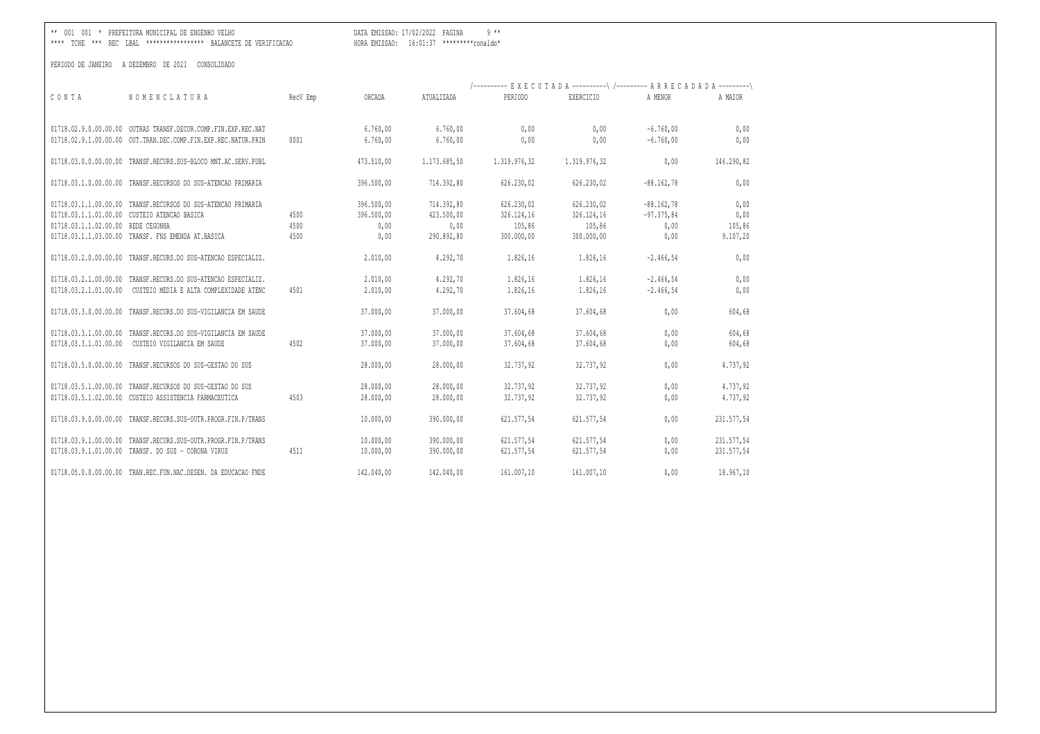** 001 001 * PREFEITURA MUNICIPAL DE ENGENHO VELHO DATA EMISSAO: 17/02/2022 PAGINA 9 **
**** TCHE *** REC LBAL **************** BALANCETE DE VERIFICACAO HORA EMISSAO: 16:01:37 *********ronaldo*

PERIODO DE JANEIRO A DEZEMBRO DE 2021 CONSOLIDADO

| CONTA | NOMENCLATURA | RecV Emp | ORCADA | ATUALIZADA | EXECUTADA PERIODO | EXECUTADA EXERCICIO | ARRECADADA A MENOR | ARRECADADA A MAIOR |
|---|---|---|---|---|---|---|---|---|
| 01718.02.9.0.00.00.00 | OUTRAS TRANSF.DECOR.COMP.FIN.EXP.REC.NAT | | 6.760,00 | 6.760,00 | 0,00 | 0,00 | -6.760,00 | 0,00 |
| 01718.02.9.1.00.00.00 | OUT.TRAN.DEC.COMP.FIN.EXP.REC.NATUR.PRIN | 0001 | 6.760,00 | 6.760,00 | 0,00 | 0,00 | -6.760,00 | 0,00 |
| 01718.03.0.0.00.00.00 | TRANSF.RECURS.SUS-BLOCO MNT.AC.SERV.PUBL | | 473.510,00 | 1.173.685,50 | 1.319.976,32 | 1.319.976,32 | 0,00 | 146.290,82 |
| 01718.03.1.0.00.00.00 | TRANSF.RECURSOS DO SUS-ATENCAO PRIMARIA | | 396.500,00 | 714.392,80 | 626.230,02 | 626.230,02 | -88.162,78 | 0,00 |
| 01718.03.1.1.00.00.00 | TRANSF.RECURSOS DO SUS-ATENCAO PRIMARIA | | 396.500,00 | 714.392,80 | 626.230,02 | 626.230,02 | -88.162,78 | 0,00 |
| 01718.03.1.1.01.00.00 | CUSTEIO ATENCAO BASICA | 4500 | 396.500,00 | 423.500,00 | 326.124,16 | 326.124,16 | -97.375,84 | 0,00 |
| 01718.03.1.1.02.00.00 | REDE CEGONHA | 4500 | 0,00 | 0,00 | 105,86 | 105,86 | 0,00 | 105,86 |
| 01718.03.1.1.03.00.00 | TRANSF. FNS EMENDA AT.BASICA | 4500 | 0,00 | 290.892,80 | 300.000,00 | 300.000,00 | 0,00 | 9.107,20 |
| 01718.03.2.0.00.00.00 | TRANSF.RECURS.DO SUS-ATENCAO ESPECIALIZ. | | 2.010,00 | 4.292,70 | 1.826,16 | 1.826,16 | -2.466,54 | 0,00 |
| 01718.03.2.1.00.00.00 | TRANSF.RECURS.DO SUS-ATENCAO ESPECIALIZ. | | 2.010,00 | 4.292,70 | 1.826,16 | 1.826,16 | -2.466,54 | 0,00 |
| 01718.03.2.1.01.00.00 | CUSTEIO MEDIA E ALTA COMPLEXIDADE ATENC | 4501 | 2.010,00 | 4.292,70 | 1.826,16 | 1.826,16 | -2.466,54 | 0,00 |
| 01718.03.3.0.00.00.00 | TRANSF.RECURS.DO SUS-VIGILANCIA EM SAUDE | | 37.000,00 | 37.000,00 | 37.604,68 | 37.604,68 | 0,00 | 604,68 |
| 01718.03.3.1.00.00.00 | TRANSF.RECURS.DO SUS-VIGILANCIA EM SAUDE | | 37.000,00 | 37.000,00 | 37.604,68 | 37.604,68 | 0,00 | 604,68 |
| 01718.03.3.1.01.00.00 | CUSTEIO VIGILANCIA EM SAUDE | 4502 | 37.000,00 | 37.000,00 | 37.604,68 | 37.604,68 | 0,00 | 604,68 |
| 01718.03.5.0.00.00.00 | TRANSF.RECURSOS DO SUS-GESTAO DO SUS | | 28.000,00 | 28.000,00 | 32.737,92 | 32.737,92 | 0,00 | 4.737,92 |
| 01718.03.5.1.00.00.00 | TRANSF.RECURSOS DO SUS-GESTAO DO SUS | | 28.000,00 | 28.000,00 | 32.737,92 | 32.737,92 | 0,00 | 4.737,92 |
| 01718.03.5.1.02.00.00 | CUSTEIO ASSISTENCIA FARMACEUTICA | 4503 | 28.000,00 | 28.000,00 | 32.737,92 | 32.737,92 | 0,00 | 4.737,92 |
| 01718.03.9.0.00.00.00 | TRANSF.RECURS.SUS-OUTR.PROGR.FIN.P/TRANS | | 10.000,00 | 390.000,00 | 621.577,54 | 621.577,54 | 0,00 | 231.577,54 |
| 01718.03.9.1.00.00.00 | TRANSF.RECURS.SUS-OUTR.PROGR.FIN.P/TRANS | | 10.000,00 | 390.000,00 | 621.577,54 | 621.577,54 | 0,00 | 231.577,54 |
| 01718.03.9.1.01.00.00 | TRANSF. DO SUS - CORONA VIRUS | 4511 | 10.000,00 | 390.000,00 | 621.577,54 | 621.577,54 | 0,00 | 231.577,54 |
| 01718.05.0.0.00.00.00 | TRAN.REC.FUN.NAC.DESEN. DA EDUCACAO FNDE | | 142.040,00 | 142.040,00 | 161.007,10 | 161.007,10 | 0,00 | 18.967,10 |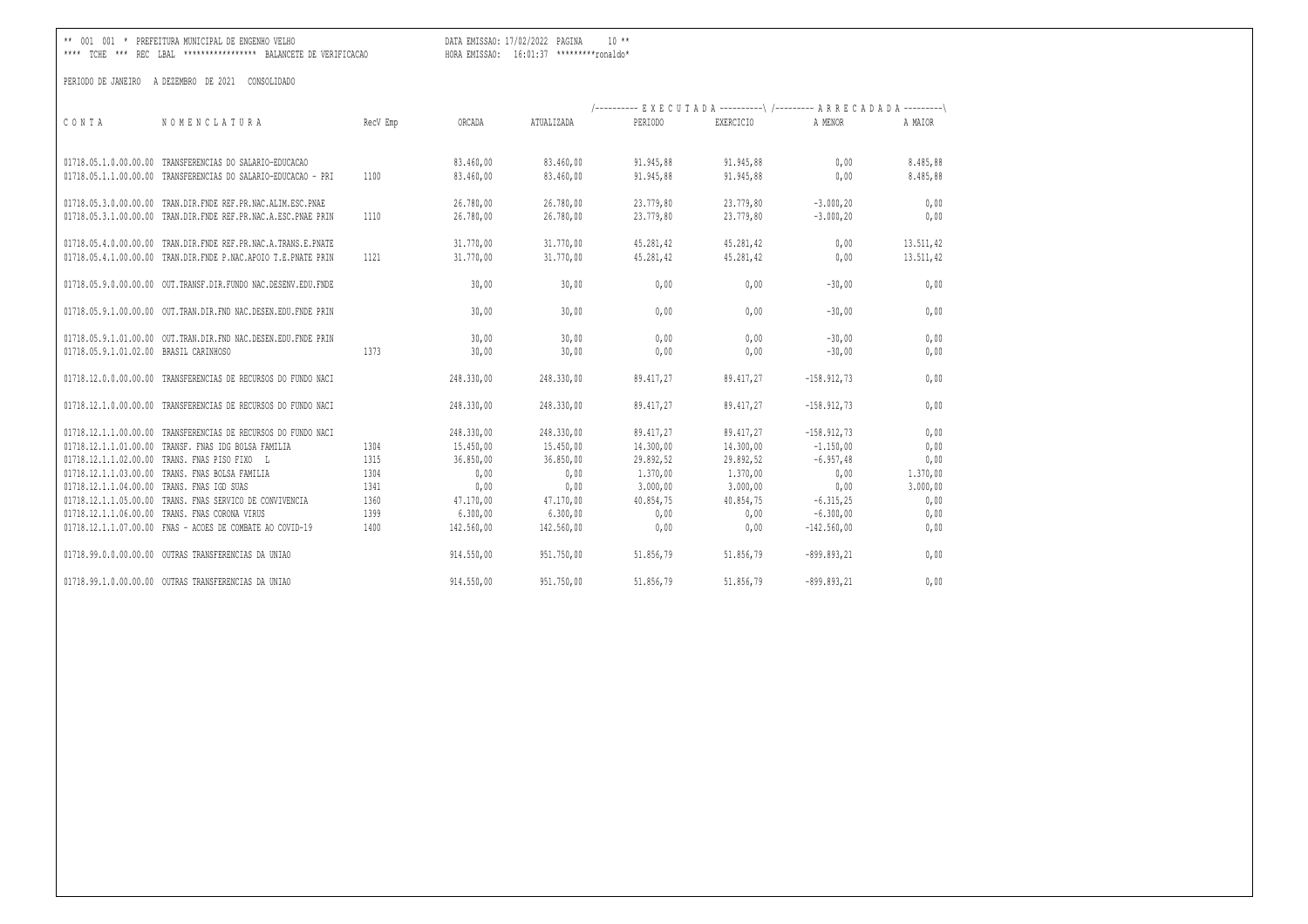PREFEITURA MUNICIPAL DE ENGENHO VELHO

TCHE *** REC LBAL **************** BALANCETE DE VERIFICACAO

DATA EMISSAO: 17/02/2022 PAGINA 10

HORA EMISSAO: 16:01:37 *********ronaldo*

PERIODO DE JANEIRO A DEZEMBRO DE 2021 CONSOLIDADO

| CONTA | NOMENCLATURA | RecV Emp | ORCADA | ATUALIZADA | EXECUTADA PERIODO | EXECUTADA EXERCICIO | ARRECADADA A MENOR | ARRECADADA A MAIOR |
|---|---|---|---|---|---|---|---|---|
| 01718.05.1.0.00.00.00 | TRANSFERENCIAS DO SALARIO-EDUCACAO | | 83.460,00 | 83.460,00 | 91.945,88 | 91.945,88 | 0,00 | 8.485,88 |
| 01718.05.1.1.00.00.00 | TRANSFERENCIAS DO SALARIO-EDUCACAO - PRI | 1100 | 83.460,00 | 83.460,00 | 91.945,88 | 91.945,88 | 0,00 | 8.485,88 |
| 01718.05.3.0.00.00.00 | TRAN.DIR.FNDE REF.PR.NAC.ALIM.ESC.PNAE | | 26.780,00 | 26.780,00 | 23.779,80 | 23.779,80 | -3.000,20 | 0,00 |
| 01718.05.3.1.00.00.00 | TRAN.DIR.FNDE REF.PR.NAC.A.ESC.PNAE PRIN | 1110 | 26.780,00 | 26.780,00 | 23.779,80 | 23.779,80 | -3.000,20 | 0,00 |
| 01718.05.4.0.00.00.00 | TRAN.DIR.FNDE REF.PR.NAC.A.TRANS.E.PNATE | | 31.770,00 | 31.770,00 | 45.281,42 | 45.281,42 | 0,00 | 13.511,42 |
| 01718.05.4.1.00.00.00 | TRAN.DIR.FNDE P.NAC.APOIO T.E.PNATE PRIN | 1121 | 31.770,00 | 31.770,00 | 45.281,42 | 45.281,42 | 0,00 | 13.511,42 |
| 01718.05.9.0.00.00.00 | OUT.TRANSF.DIR.FUNDO NAC.DESENV.EDU.FNDE | | 30,00 | 30,00 | 0,00 | 0,00 | -30,00 | 0,00 |
| 01718.05.9.1.00.00.00 | OUT.TRAN.DIR.FND NAC.DESEN.EDU.FNDE PRIN | | 30,00 | 30,00 | 0,00 | 0,00 | -30,00 | 0,00 |
| 01718.05.9.1.01.00.00 | OUT.TRAN.DIR.FND NAC.DESEN.EDU.FNDE PRIN | | 30,00 | 30,00 | 0,00 | 0,00 | -30,00 | 0,00 |
| 01718.05.9.1.01.02.00 | BRASIL CARINHOSO | 1373 | 30,00 | 30,00 | 0,00 | 0,00 | -30,00 | 0,00 |
| 01718.12.0.0.00.00.00 | TRANSFERENCIAS DE RECURSOS DO FUNDO NACI | | 248.330,00 | 248.330,00 | 89.417,27 | 89.417,27 | -158.912,73 | 0,00 |
| 01718.12.1.0.00.00.00 | TRANSFERENCIAS DE RECURSOS DO FUNDO NACI | | 248.330,00 | 248.330,00 | 89.417,27 | 89.417,27 | -158.912,73 | 0,00 |
| 01718.12.1.1.00.00.00 | TRANSFERENCIAS DE RECURSOS DO FUNDO NACI | | 248.330,00 | 248.330,00 | 89.417,27 | 89.417,27 | -158.912,73 | 0,00 |
| 01718.12.1.1.01.00.00 | TRANSF. FNAS IDG BOLSA FAMILIA | 1304 | 15.450,00 | 15.450,00 | 14.300,00 | 14.300,00 | -1.150,00 | 0,00 |
| 01718.12.1.1.02.00.00 | TRANS. FNAS PISO FIXO L | 1315 | 36.850,00 | 36.850,00 | 29.892,52 | 29.892,52 | -6.957,48 | 0,00 |
| 01718.12.1.1.03.00.00 | TRANS. FNAS BOLSA FAMILIA | 1304 | 0,00 | 0,00 | 1.370,00 | 1.370,00 | 0,00 | 1.370,00 |
| 01718.12.1.1.04.00.00 | TRANS. FNAS IGD SUAS | 1341 | 0,00 | 0,00 | 3.000,00 | 3.000,00 | 0,00 | 3.000,00 |
| 01718.12.1.1.05.00.00 | TRANS. FNAS SERVICO DE CONVIVENCIA | 1360 | 47.170,00 | 47.170,00 | 40.854,75 | 40.854,75 | -6.315,25 | 0,00 |
| 01718.12.1.1.06.00.00 | TRANS. FNAS CORONA VIRUS | 1399 | 6.300,00 | 6.300,00 | 0,00 | 0,00 | -6.300,00 | 0,00 |
| 01718.12.1.1.07.00.00 | FNAS - ACOES DE COMBATE AO COVID-19 | 1400 | 142.560,00 | 142.560,00 | 0,00 | 0,00 | -142.560,00 | 0,00 |
| 01718.99.0.0.00.00.00 | OUTRAS TRANSFERENCIAS DA UNIAO | | 914.550,00 | 951.750,00 | 51.856,79 | 51.856,79 | -899.893,21 | 0,00 |
| 01718.99.1.0.00.00.00 | OUTRAS TRANSFERENCIAS DA UNIAO | | 914.550,00 | 951.750,00 | 51.856,79 | 51.856,79 | -899.893,21 | 0,00 |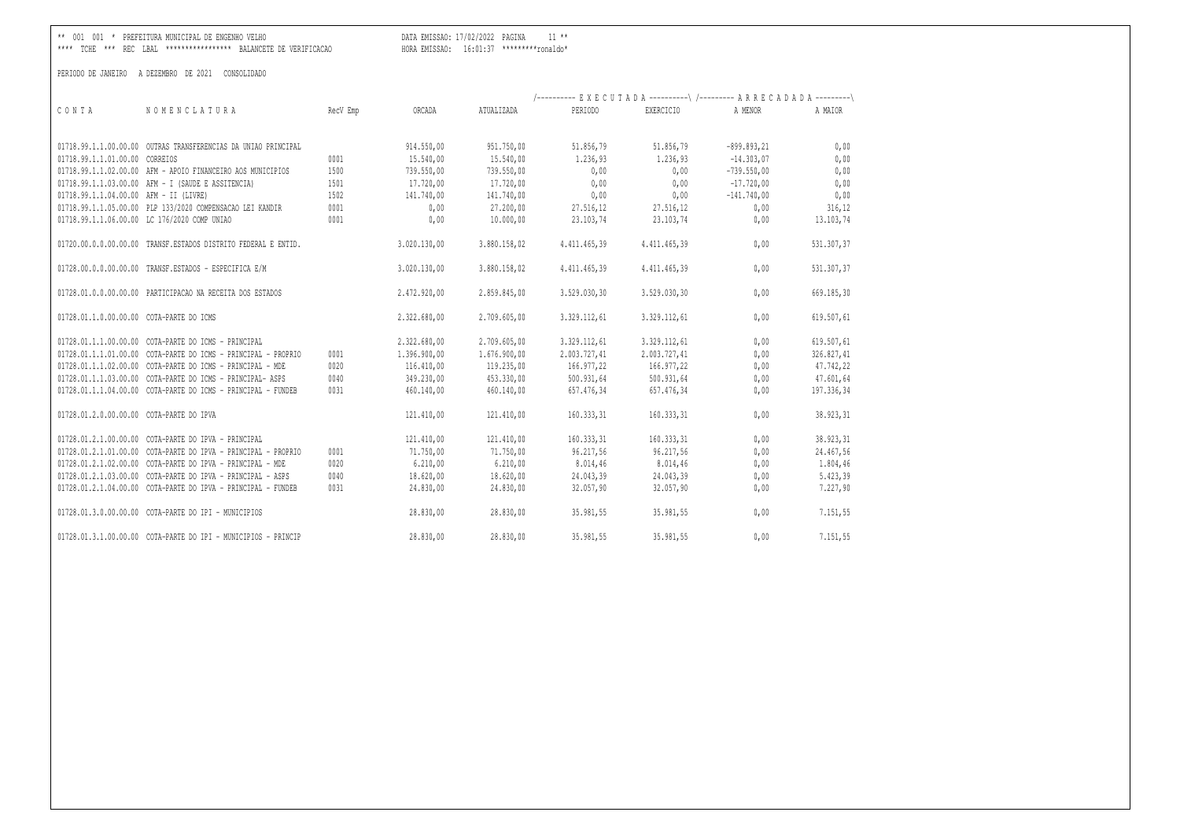** 001 001 * PREFEITURA MUNICIPAL DE ENGENHO VELHO DATA EMISSAO: 17/02/2022 PAGINA 11 **
**** TCHE *** REC LBAL **************** BALANCETE DE VERIFICACAO HORA EMISSAO: 16:01:37 *********ronaldo*

PERIODO DE JANEIRO A DEZEMBRO DE 2021 CONSOLIDADO

| C O N T A | N O M E N C L A T U R A | RecV Emp | ORCADA | ATUALIZADA | E X E C U T A D A PERIODO | EXERCICIO | A R R E C A D A D A A MENOR | A MAIOR |
|---|---|---|---|---|---|---|---|---|
| 01718.99.1.1.00.00.00 | OUTRAS TRANSFERENCIAS DA UNIAO PRINCIPAL | | 914.550,00 | 951.750,00 | 51.856,79 | 51.856,79 | -899.893,21 | 0,00 |
| 01718.99.1.1.01.00.00 | CORREIOS | 0001 | 15.540,00 | 15.540,00 | 1.236,93 | 1.236,93 | -14.303,07 | 0,00 |
| 01718.99.1.1.02.00.00 | AFM - APOIO FINANCEIRO AOS MUNICIPIOS | 1500 | 739.550,00 | 739.550,00 | 0,00 | 0,00 | -739.550,00 | 0,00 |
| 01718.99.1.1.03.00.00 | AFM - I (SAUDE E ASSITENCIA) | 1501 | 17.720,00 | 17.720,00 | 0,00 | 0,00 | -17.720,00 | 0,00 |
| 01718.99.1.1.04.00.00 | AFM - II (LIVRE) | 1502 | 141.740,00 | 141.740,00 | 0,00 | 0,00 | -141.740,00 | 0,00 |
| 01718.99.1.1.05.00.00 | PLP 133/2020 COMPENSACAO LEI KANDIR | 0001 | 0,00 | 27.200,00 | 27.516,12 | 27.516,12 | 0,00 | 316,12 |
| 01718.99.1.1.06.00.00 | LC 176/2020 COMP UNIAO | 0001 | 0,00 | 10.000,00 | 23.103,74 | 23.103,74 | 0,00 | 13.103,74 |
| 01720.00.0.0.00.00.00 | TRANSF.ESTADOS DISTRITO FEDERAL E ENTID. | | 3.020.130,00 | 3.880.158,02 | 4.411.465,39 | 4.411.465,39 | 0,00 | 531.307,37 |
| 01728.00.0.0.00.00.00 | TRANSF.ESTADOS - ESPECIFICA E/M | | 3.020.130,00 | 3.880.158,02 | 4.411.465,39 | 4.411.465,39 | 0,00 | 531.307,37 |
| 01728.01.0.0.00.00.00 | PARTICIPACAO NA RECEITA DOS ESTADOS | | 2.472.920,00 | 2.859.845,00 | 3.529.030,30 | 3.529.030,30 | 0,00 | 669.185,30 |
| 01728.01.1.0.00.00.00 | COTA-PARTE DO ICMS | | 2.322.680,00 | 2.709.605,00 | 3.329.112,61 | 3.329.112,61 | 0,00 | 619.507,61 |
| 01728.01.1.1.00.00.00 | COTA-PARTE DO ICMS - PRINCIPAL | | 2.322.680,00 | 2.709.605,00 | 3.329.112,61 | 3.329.112,61 | 0,00 | 619.507,61 |
| 01728.01.1.1.01.00.00 | COTA-PARTE DO ICMS - PRINCIPAL - PROPRIO | 0001 | 1.396.900,00 | 1.676.900,00 | 2.003.727,41 | 2.003.727,41 | 0,00 | 326.827,41 |
| 01728.01.1.1.02.00.00 | COTA-PARTE DO ICMS - PRINCIPAL - MDE | 0020 | 116.410,00 | 119.235,00 | 166.977,22 | 166.977,22 | 0,00 | 47.742,22 |
| 01728.01.1.1.03.00.00 | COTA-PARTE DO ICMS - PRINCIPAL- ASPS | 0040 | 349.230,00 | 453.330,00 | 500.931,64 | 500.931,64 | 0,00 | 47.601,64 |
| 01728.01.1.1.04.00.00 | COTA-PARTE DO ICMS - PRINCIPAL - FUNDEB | 0031 | 460.140,00 | 460.140,00 | 657.476,34 | 657.476,34 | 0,00 | 197.336,34 |
| 01728.01.2.0.00.00.00 | COTA-PARTE DO IPVA | | 121.410,00 | 121.410,00 | 160.333,31 | 160.333,31 | 0,00 | 38.923,31 |
| 01728.01.2.1.00.00.00 | COTA-PARTE DO IPVA - PRINCIPAL | | 121.410,00 | 121.410,00 | 160.333,31 | 160.333,31 | 0,00 | 38.923,31 |
| 01728.01.2.1.01.00.00 | COTA-PARTE DO IPVA - PRINCIPAL - PROPRIO | 0001 | 71.750,00 | 71.750,00 | 96.217,56 | 96.217,56 | 0,00 | 24.467,56 |
| 01728.01.2.1.02.00.00 | COTA-PARTE DO IPVA - PRINCIPAL - MDE | 0020 | 6.210,00 | 6.210,00 | 8.014,46 | 8.014,46 | 0,00 | 1.804,46 |
| 01728.01.2.1.03.00.00 | COTA-PARTE DO IPVA - PRINCIPAL - ASPS | 0040 | 18.620,00 | 18.620,00 | 24.043,39 | 24.043,39 | 0,00 | 5.423,39 |
| 01728.01.2.1.04.00.00 | COTA-PARTE DO IPVA - PRINCIPAL - FUNDEB | 0031 | 24.830,00 | 24.830,00 | 32.057,90 | 32.057,90 | 0,00 | 7.227,90 |
| 01728.01.3.0.00.00.00 | COTA-PARTE DO IPI - MUNICIPIOS | | 28.830,00 | 28.830,00 | 35.981,55 | 35.981,55 | 0,00 | 7.151,55 |
| 01728.01.3.1.00.00.00 | COTA-PARTE DO IPI - MUNICIPIOS - PRINCIP | | 28.830,00 | 28.830,00 | 35.981,55 | 35.981,55 | 0,00 | 7.151,55 |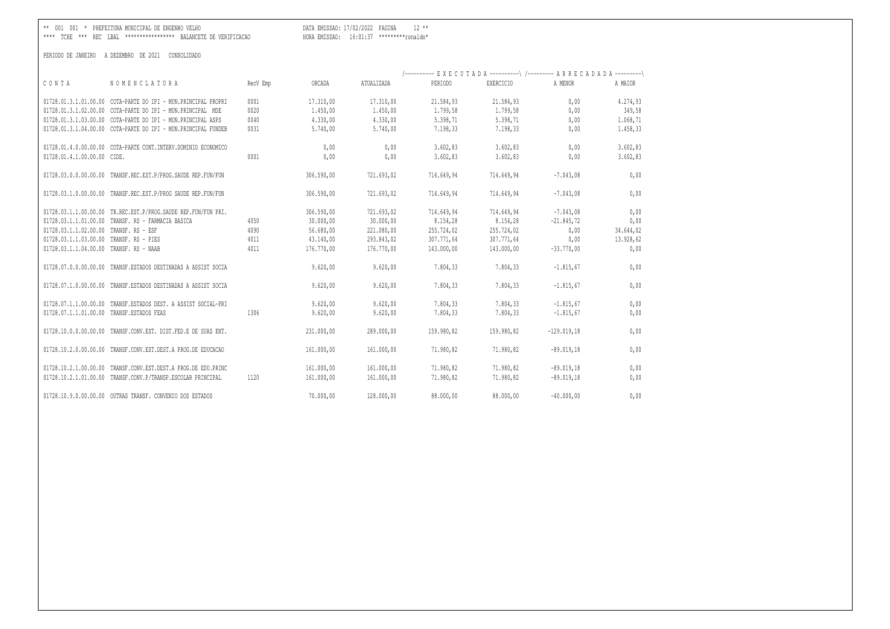** 001 001 * PREFEITURA MUNICIPAL DE ENGENHO VELHO DATA EMISSAO: 17/02/2022 PAGINA 12 **
**** TCHE *** REC LBAL **************** BALANCETE DE VERIFICACAO HORA EMISSAO: 16:01:37 *********ronaldo*

PERIODO DE JANEIRO A DEZEMBRO DE 2021 CONSOLIDADO

| C O N T A | N O M E N C L A T U R A | RecV Emp | ORCADA | ATUALIZADA | E X E C U T A D A PERIODO | EXERCICIO | A R R E C A D A D A A MENOR | A MAIOR |
|---|---|---|---|---|---|---|---|---|
| 01728.01.3.1.01.00.00 | COTA-PARTE DO IPI - MUN.PRINCIPAL PROPRI | 0001 | 17.310,00 | 17.310,00 | 21.584,93 | 21.584,93 | 0,00 | 4.274,93 |
| 01728.01.3.1.02.00.00 | COTA-PARTE DO IPI - MUN.PRINCIPAL MDE | 0020 | 1.450,00 | 1.450,00 | 1.799,58 | 1.799,58 | 0,00 | 349,58 |
| 01728.01.3.1.03.00.00 | COTA-PARTE DO IPI - MUN.PRINCIPAL ASPS | 0040 | 4.330,00 | 4.330,00 | 5.398,71 | 5.398,71 | 0,00 | 1.068,71 |
| 01728.01.3.1.04.00.00 | COTA-PARTE DO IPI - MUN.PRINCIPAL FUNDEB | 0031 | 5.740,00 | 5.740,00 | 7.198,33 | 7.198,33 | 0,00 | 1.458,33 |
| 01728.01.4.0.00.00.00 | COTA-PARTE CONT.INTERV.DOMINIO ECONOMICO | | 0,00 | 0,00 | 3.602,83 | 3.602,83 | 0,00 | 3.602,83 |
| 01728.01.4.1.00.00.00 | CIDE. | 0001 | 0,00 | 0,00 | 3.602,83 | 3.602,83 | 0,00 | 3.602,83 |
| 01728.03.0.0.00.00.00 | TRANSF.REC.EST.P/PROG.SAUDE REP.FUN/FUN | | 306.590,00 | 721.693,02 | 714.649,94 | 714.649,94 | -7.043,08 | 0,00 |
| 01728.03.1.0.00.00.00 | TRANSF.REC.EST.P/PROG SAUDE REP.FUN/FUN | | 306.590,00 | 721.693,02 | 714.649,94 | 714.649,94 | -7.043,08 | 0,00 |
| 01728.03.1.1.00.00.00 | TR.REC.EST.P/PROG.SAUDE REP.FUN/FUN PRI. | | 306.590,00 | 721.693,02 | 714.649,94 | 714.649,94 | -7.043,08 | 0,00 |
| 01728.03.1.1.01.00.00 | TRANSF. RS - FARMACIA BASICA | 4050 | 30.000,00 | 30.000,00 | 8.154,28 | 8.154,28 | -21.845,72 | 0,00 |
| 01728.03.1.1.02.00.00 | TRANSF. RS - ESF | 4090 | 56.680,00 | 221.080,00 | 255.724,02 | 255.724,02 | 0,00 | 34.644,02 |
| 01728.03.1.1.03.00.00 | TRANSF. RS - PIES | 4011 | 43.140,00 | 293.843,02 | 307.771,64 | 307.771,64 | 0,00 | 13.928,62 |
| 01728.03.1.1.04.00.00 | TRANSF. RS - NAAB | 4011 | 176.770,00 | 176.770,00 | 143.000,00 | 143.000,00 | -33.770,00 | 0,00 |
| 01728.07.0.0.00.00.00 | TRANSF.ESTADOS DESTINADAS A ASSIST SOCIA | | 9.620,00 | 9.620,00 | 7.804,33 | 7.804,33 | -1.815,67 | 0,00 |
| 01728.07.1.0.00.00.00 | TRANSF.ESTADOS DESTINADAS A ASSIST SOCIA | | 9.620,00 | 9.620,00 | 7.804,33 | 7.804,33 | -1.815,67 | 0,00 |
| 01728.07.1.1.00.00.00 | TRANSF.ESTADOS DEST. A ASSIST SOCIAL-PRI | | 9.620,00 | 9.620,00 | 7.804,33 | 7.804,33 | -1.815,67 | 0,00 |
| 01728.07.1.1.01.00.00 | TRANSF.ESTADOS FEAS | 1306 | 9.620,00 | 9.620,00 | 7.804,33 | 7.804,33 | -1.815,67 | 0,00 |
| 01728.10.0.0.00.00.00 | TRANSF.CONV.EST. DIST.FED.E DE SUAS ENT. | | 231.000,00 | 289.000,00 | 159.980,82 | 159.980,82 | -129.019,18 | 0,00 |
| 01728.10.2.0.00.00.00 | TRANSF.CONV.EST.DEST.A PROG.DE EDUCACAO | | 161.000,00 | 161.000,00 | 71.980,82 | 71.980,82 | -89.019,18 | 0,00 |
| 01728.10.2.1.00.00.00 | TRANSF.CONV.EST.DEST.A PROG.DE EDU.PRINC | | 161.000,00 | 161.000,00 | 71.980,82 | 71.980,82 | -89.019,18 | 0,00 |
| 01728.10.2.1.01.00.00 | TRANSF.CONV.P/TRANSP.ESCOLAR PRINCIPAL | 1120 | 161.000,00 | 161.000,00 | 71.980,82 | 71.980,82 | -89.019,18 | 0,00 |
| 01728.10.9.0.00.00.00 | OUTRAS TRANSF. CONVENIO DOS ESTADOS | | 70.000,00 | 128.000,00 | 88.000,00 | 88.000,00 | -40.000,00 | 0,00 |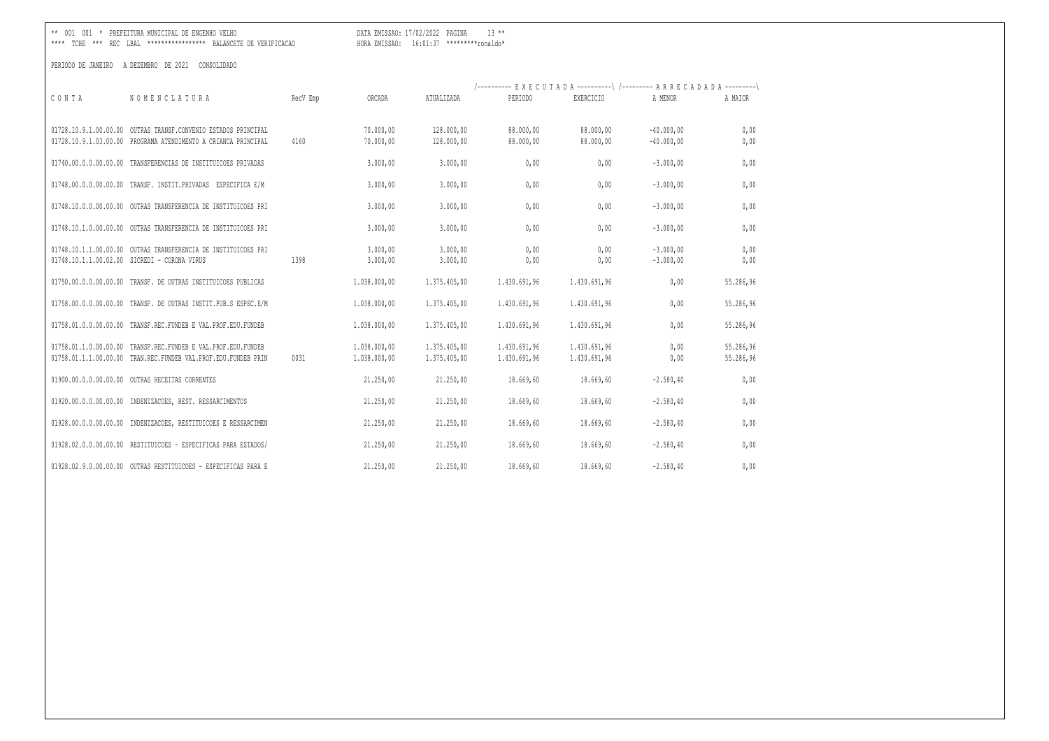** 001 001 * PREFEITURA MUNICIPAL DE ENGENHO VELHO DATA EMISSAO: 17/02/2022 PAGINA 13 **
**** TCHE *** REC LBAL **************** BALANCETE DE VERIFICACAO HORA EMISSAO: 16:01:37 *********ronaldo*

PERIODO DE JANEIRO A DEZEMBRO DE 2021 CONSOLIDADO

| CONTA | NOMENCLATURA | RecV Emp | ORCADA | ATUALIZADA | EXECUTADA PERIODO | EXECUTADA EXERCICIO | ARRECADADA A MENOR | ARRECADADA A MAIOR |
|---|---|---|---|---|---|---|---|---|
| 01728.10.9.1.00.00.00 | OUTRAS TRANSF.CONVENIO ESTADOS PRINCIPAL | | 70.000,00 | 128.000,00 | 88.000,00 | 88.000,00 | -40.000,00 | 0,00 |
| 01728.10.9.1.03.00.00 | PROGRAMA ATENDIMENTO A CRIANCA PRINCIPAL | 4160 | 70.000,00 | 128.000,00 | 88.000,00 | 88.000,00 | -40.000,00 | 0,00 |
| 01740.00.0.0.00.00.00 | TRANSFERENCIAS DE INSTITUICOES PRIVADAS | | 3.000,00 | 3.000,00 | 0,00 | 0,00 | -3.000,00 | 0,00 |
| 01748.00.0.0.00.00.00 | TRANSF. INSTIT.PRIVADAS ESPECIFICA E/M | | 3.000,00 | 3.000,00 | 0,00 | 0,00 | -3.000,00 | 0,00 |
| 01748.10.0.0.00.00.00 | OUTRAS TRANSFERENCIA DE INSTITUICOES PRI | | 3.000,00 | 3.000,00 | 0,00 | 0,00 | -3.000,00 | 0,00 |
| 01748.10.1.0.00.00.00 | OUTRAS TRANSFERENCIA DE INSTITUICOES PRI | | 3.000,00 | 3.000,00 | 0,00 | 0,00 | -3.000,00 | 0,00 |
| 01748.10.1.1.00.00.00 | OUTRAS TRANSFERENCIA DE INSTITUICOES PRI | | 3.000,00 | 3.000,00 | 0,00 | 0,00 | -3.000,00 | 0,00 |
| 01748.10.1.1.00.02.00 | SICREDI - CORONA VIRUS | 1398 | 3.000,00 | 3.000,00 | 0,00 | 0,00 | -3.000,00 | 0,00 |
| 01750.00.0.0.00.00.00 | TRANSF. DE OUTRAS INSTITUICOES PUBLICAS | | 1.038.000,00 | 1.375.405,00 | 1.430.691,96 | 1.430.691,96 | 0,00 | 55.286,96 |
| 01758.00.0.0.00.00.00 | TRANSF. DE OUTRAS INSTIT.PUB.S ESPEC.E/M | | 1.038.000,00 | 1.375.405,00 | 1.430.691,96 | 1.430.691,96 | 0,00 | 55.286,96 |
| 01758.01.0.0.00.00.00 | TRANSF.REC.FUNDEB E VAL.PROF.EDU.FUNDEB | | 1.038.000,00 | 1.375.405,00 | 1.430.691,96 | 1.430.691,96 | 0,00 | 55.286,96 |
| 01758.01.1.0.00.00.00 | TRANSF.REC.FUNDEB E VAL.PROF.EDU.FUNDEB | | 1.038.000,00 | 1.375.405,00 | 1.430.691,96 | 1.430.691,96 | 0,00 | 55.286,96 |
| 01758.01.1.1.00.00.00 | TRAN.REC.FUNDEB VAL.PROF.EDU.FUNDEB PRIN | 0031 | 1.038.000,00 | 1.375.405,00 | 1.430.691,96 | 1.430.691,96 | 0,00 | 55.286,96 |
| 01900.00.0.0.00.00.00 | OUTRAS RECEITAS CORRENTES | | 21.250,00 | 21.250,00 | 18.669,60 | 18.669,60 | -2.580,40 | 0,00 |
| 01920.00.0.0.00.00.00 | INDENIZACOES, REST. RESSARCIMENTOS | | 21.250,00 | 21.250,00 | 18.669,60 | 18.669,60 | -2.580,40 | 0,00 |
| 01928.00.0.0.00.00.00 | INDENIZACOES, RESTITUICOES E RESSARCIMEN | | 21.250,00 | 21.250,00 | 18.669,60 | 18.669,60 | -2.580,40 | 0,00 |
| 01928.02.0.0.00.00.00 | RESTITUICOES - ESPECIFICAS PARA ESTADOS/ | | 21.250,00 | 21.250,00 | 18.669,60 | 18.669,60 | -2.580,40 | 0,00 |
| 01928.02.9.0.00.00.00 | OUTRAS RESTITUICOES - ESPECIFICAS PARA E | | 21.250,00 | 21.250,00 | 18.669,60 | 18.669,60 | -2.580,40 | 0,00 |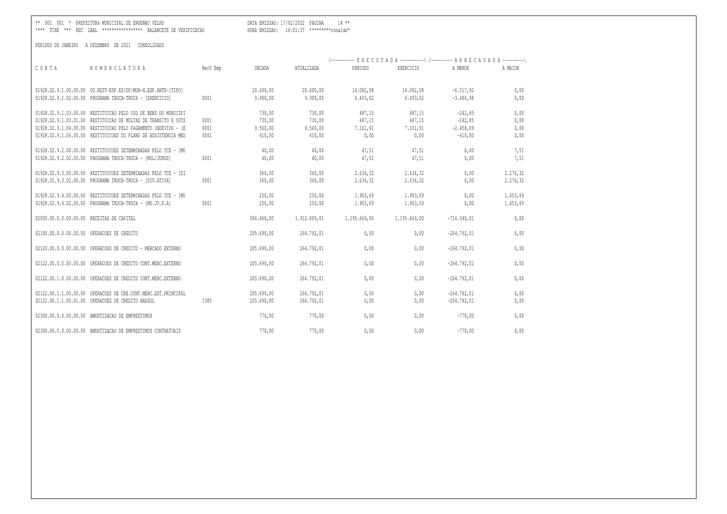** 001 001 * PREFEITURA MUNICIPAL DE ENGENHO VELHO DATA EMISSAO: 17/02/2022 PAGINA 14 **
**** TCHE *** REC LBAL **************** BALANCETE DE VERIFICACAO HORA EMISSAO: 16:01:37 *********ronaldo*

PERIODO DE JANEIRO A DEZEMBRO DE 2021 CONSOLIDADO

| CONTA | NOMENCLATURA | RecV Emp | ORCADA | ATUALIZADA | EXECUTADA PERIODO | EXECUTADA EXERCICIO | ARRECADADA A MENOR | ARRECADADA A MAIOR |
|---|---|---|---|---|---|---|---|---|
| 01928.02.9.1.00.00.00 | OU.REST-ESP.ES/DF/MUN-N.ESP.ANTE-[TIPO] | | 20.600,00 | 20.600,00 | 14.082,08 | 14.082,08 | -6.517,92 | 0,00 |
| 01928.02.9.1.02.00.00 | PROGRAMA TROCA-TROCA - [EXERCICIO] | 0001 | 9.900,00 | 9.900,00 | 6.493,02 | 6.493,02 | -3.406,98 | 0,00 |
| 01928.02.9.1.03.00.00 | RESTITUICAO PELO USO DE BENS DO MUNICIPI | | 730,00 | 730,00 | 487,15 | 487,15 | -242,85 | 0,00 |
| 01928.02.9.1.03.01.00 | RESTITUICAO DE MULTAS DE TRANSITO E OUTS | 0001 | 730,00 | 730,00 | 487,15 | 487,15 | -242,85 | 0,00 |
| 01928.02.9.1.04.00.00 | RESTITUICAO PELO PAGAMENTO INDEVIDO - [E | 0001 | 9.560,00 | 9.560,00 | 7.101,91 | 7.101,91 | -2.458,09 | 0,00 |
| 01928.02.9.1.06.00.00 | RESTITUICOES DO PLANO DE ASSISTENCIA MED | 0001 | 410,00 | 410,00 | 0,00 | 0,00 | -410,00 | 0,00 |
| 01928.02.9.2.00.00.00 | RESTITUICOES DETERMINADAS PELO TCE - [MU | | 40,00 | 40,00 | 47,51 | 47,51 | 0,00 | 7,51 |
| 01928.02.9.2.02.00.00 | PROGRAMA TROCA-TROCA - [MUL/JUROS] | 0001 | 40,00 | 40,00 | 47,51 | 47,51 | 0,00 | 7,51 |
| 01928.02.9.3.00.00.00 | RESTITUICOES DETERMINADAS PELO TCE - [DI | | 360,00 | 360,00 | 2.636,32 | 2.636,32 | 0,00 | 2.276,32 |
| 01928.02.9.3.02.00.00 | PROGRAMA TROCA-TROCA - [DIV.ATIVA] | 0001 | 360,00 | 360,00 | 2.636,32 | 2.636,32 | 0,00 | 2.276,32 |
| 01928.02.9.4.00.00.00 | RESTITUICOES DETERMINADAS PELO TCE - [MU | | 250,00 | 250,00 | 1.903,69 | 1.903,69 | 0,00 | 1.653,69 |
| 01928.02.9.4.02.00.00 | PROGRAMA TROCA-TROCA - [MU.JU.D.A] | 0001 | 250,00 | 250,00 | 1.903,69 | 1.903,69 | 0,00 | 1.653,69 |
| 02000.00.0.0.00.00.00 | RECEITAS DE CAPITAL | | 506.460,00 | 1.912.009,01 | 1.195.669,00 | 1.195.669,00 | -716.340,01 | 0,00 |
| 02100.00.0.0.00.00.00 | OPERACOES DE CREDITO | | 205.690,00 | 264.792,01 | 0,00 | 0,00 | -264.792,01 | 0,00 |
| 02120.00.0.0.00.00.00 | OPERACOES DE CREDITO - MERCADO EXTERNO | | 205.690,00 | 264.792,01 | 0,00 | 0,00 | -264.792,01 | 0,00 |
| 02122.00.0.0.00.00.00 | OPERACOES DE CREDITO CONT.MERC.EXTERNO | | 205.690,00 | 264.792,01 | 0,00 | 0,00 | -264.792,01 | 0,00 |
| 02122.00.1.0.00.00.00 | OPERACOES DE CREDITO CONT.MERC.EXTERNO | | 205.690,00 | 264.792,01 | 0,00 | 0,00 | -264.792,01 | 0,00 |
| 02122.00.1.1.00.00.00 | OPERACOES DE CRE.CONT.MERC.EXT.PRINCIPAL | | 205.690,00 | 264.792,01 | 0,00 | 0,00 | -264.792,01 | 0,00 |
| 02122.00.1.1.00.01.00 | OPERACOES DE CREDITO BADSUL | 1385 | 205.690,00 | 264.792,01 | 0,00 | 0,00 | -264.792,01 | 0,00 |
| 02300.00.0.0.00.00.00 | AMORTIZACAO DE EMPRESTIMOS | | 770,00 | 770,00 | 0,00 | 0,00 | -770,00 | 0,00 |
| 02300.06.0.0.00.00.00 | AMORTIZACAO DE EMPRESTIMOS CONTRATUAIS | | 770,00 | 770,00 | 0,00 | 0,00 | -770,00 | 0,00 |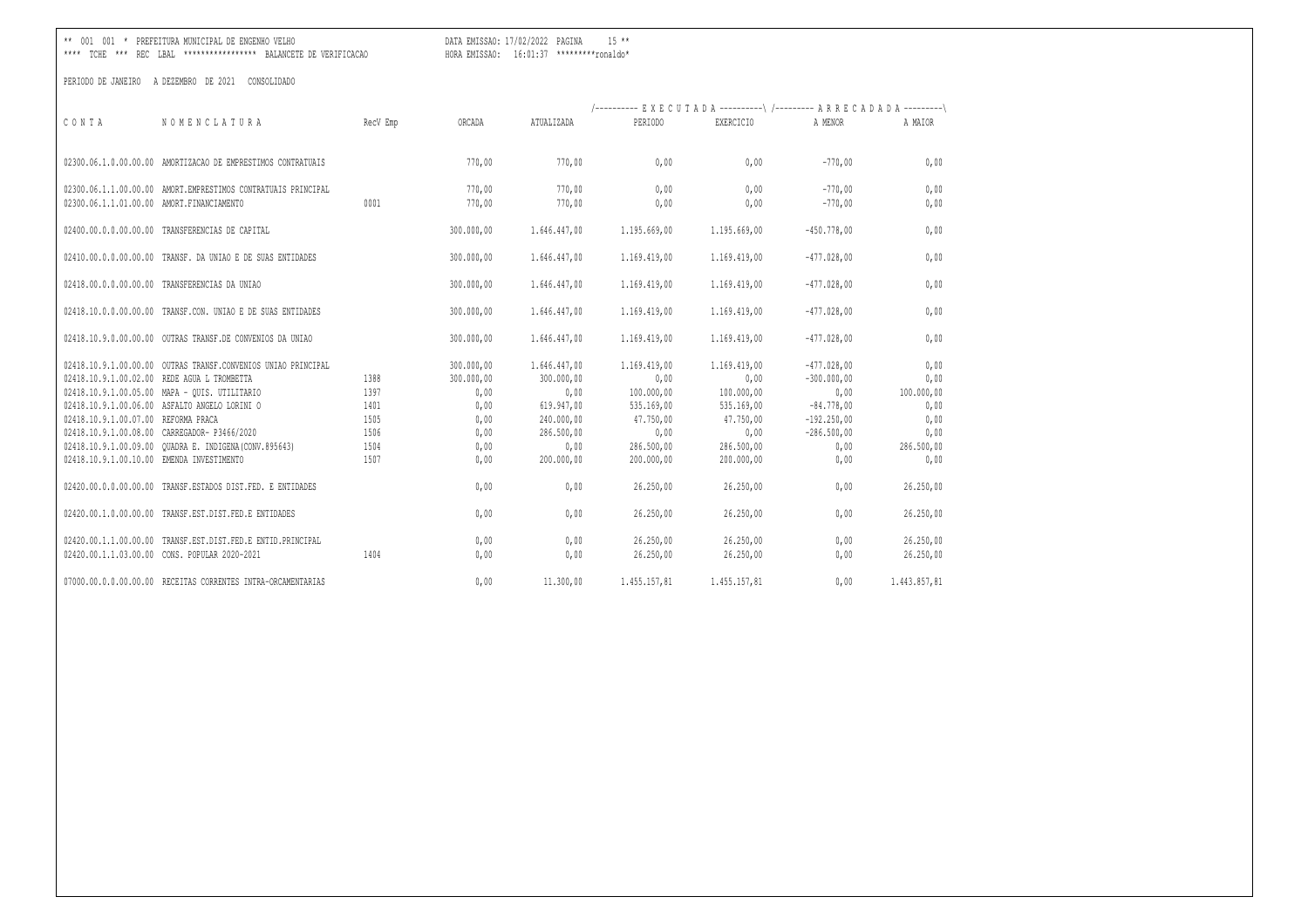** 001 001 * PREFEITURA MUNICIPAL DE ENGENHO VELHO DATA EMISSAO: 17/02/2022 PAGINA 15 **
**** TCHE *** REC LBAL **************** BALANCETE DE VERIFICACAO HORA EMISSAO: 16:01:37 *********ronaldo*

PERIODO DE JANEIRO A DEZEMBRO DE 2021 CONSOLIDADO

| C O N T A | N O M E N C L A T U R A | RecV Emp | ORCADA | ATUALIZADA | E X E C U T A D A | | A R R E C A D A D A | |
|---|---|---|---|---|---|---|---|---|
| | | | | | PERIODO | EXERCICIO | A MENOR | A MAIOR |
| 02300.06.1.0.00.00.00 | AMORTIZACAO DE EMPRESTIMOS CONTRATUAIS | | 770,00 | 770,00 | 0,00 | 0,00 | -770,00 | 0,00 |
| 02300.06.1.1.00.00.00 | AMORT.EMPRESTIMOS CONTRATUAIS PRINCIPAL | | 770,00 | 770,00 | 0,00 | 0,00 | -770,00 | 0,00 |
| 02300.06.1.1.01.00.00 | AMORT.FINANCIAMENTO | 0001 | 770,00 | 770,00 | 0,00 | 0,00 | -770,00 | 0,00 |
| 02400.00.0.0.00.00.00 | TRANSFERENCIAS DE CAPITAL | | 300.000,00 | 1.646.447,00 | 1.195.669,00 | 1.195.669,00 | -450.778,00 | 0,00 |
| 02410.00.0.0.00.00.00 | TRANSF. DA UNIAO E DE SUAS ENTIDADES | | 300.000,00 | 1.646.447,00 | 1.169.419,00 | 1.169.419,00 | -477.028,00 | 0,00 |
| 02418.00.0.0.00.00.00 | TRANSFERENCIAS DA UNIAO | | 300.000,00 | 1.646.447,00 | 1.169.419,00 | 1.169.419,00 | -477.028,00 | 0,00 |
| 02418.10.0.0.00.00.00 | TRANSF.CON. UNIAO E DE SUAS ENTIDADES | | 300.000,00 | 1.646.447,00 | 1.169.419,00 | 1.169.419,00 | -477.028,00 | 0,00 |
| 02418.10.9.0.00.00.00 | OUTRAS TRANSF.DE CONVENIOS DA UNIAO | | 300.000,00 | 1.646.447,00 | 1.169.419,00 | 1.169.419,00 | -477.028,00 | 0,00 |
| 02418.10.9.1.00.00.00 | OUTRAS TRANSF.CONVENIOS UNIAO PRINCIPAL | | 300.000,00 | 1.646.447,00 | 1.169.419,00 | 1.169.419,00 | -477.028,00 | 0,00 |
| 02418.10.9.1.00.02.00 | REDE AGUA L TROMBETTA | 1388 | 300.000,00 | 300.000,00 | 0,00 | 0,00 | -300.000,00 | 0,00 |
| 02418.10.9.1.00.05.00 | MAPA - QUIS. UTILITARIO | 1397 | 0,00 | 0,00 | 100.000,00 | 100.000,00 | 0,00 | 100.000,00 |
| 02418.10.9.1.00.06.00 | ASFALTO ANGELO LORINI O | 1401 | 0,00 | 619.947,00 | 535.169,00 | 535.169,00 | -84.778,00 | 0,00 |
| 02418.10.9.1.00.07.00 | REFORMA PRACA | 1505 | 0,00 | 240.000,00 | 47.750,00 | 47.750,00 | -192.250,00 | 0,00 |
| 02418.10.9.1.00.08.00 | CARREGADOR- P3466/2020 | 1506 | 0,00 | 286.500,00 | 0,00 | 0,00 | -286.500,00 | 0,00 |
| 02418.10.9.1.00.09.00 | QUADRA E. INDIGENA(CONV.895643) | 1504 | 0,00 | 0,00 | 286.500,00 | 286.500,00 | 0,00 | 286.500,00 |
| 02418.10.9.1.00.10.00 | EMENDA INVESTIMENTO | 1507 | 0,00 | 200.000,00 | 200.000,00 | 200.000,00 | 0,00 | 0,00 |
| 02420.00.0.0.00.00.00 | TRANSF.ESTADOS DIST.FED. E ENTIDADES | | 0,00 | 0,00 | 26.250,00 | 26.250,00 | 0,00 | 26.250,00 |
| 02420.00.1.0.00.00.00 | TRANSF.EST.DIST.FED.E ENTIDADES | | 0,00 | 0,00 | 26.250,00 | 26.250,00 | 0,00 | 26.250,00 |
| 02420.00.1.1.00.00.00 | TRANSF.EST.DIST.FED.E ENTID.PRINCIPAL | | 0,00 | 0,00 | 26.250,00 | 26.250,00 | 0,00 | 26.250,00 |
| 02420.00.1.1.03.00.00 | CONS. POPULAR 2020-2021 | 1404 | 0,00 | 0,00 | 26.250,00 | 26.250,00 | 0,00 | 26.250,00 |
| 07000.00.0.0.00.00.00 | RECEITAS CORRENTES INTRA-ORCAMENTARIAS | | 0,00 | 11.300,00 | 1.455.157,81 | 1.455.157,81 | 0,00 | 1.443.857,81 |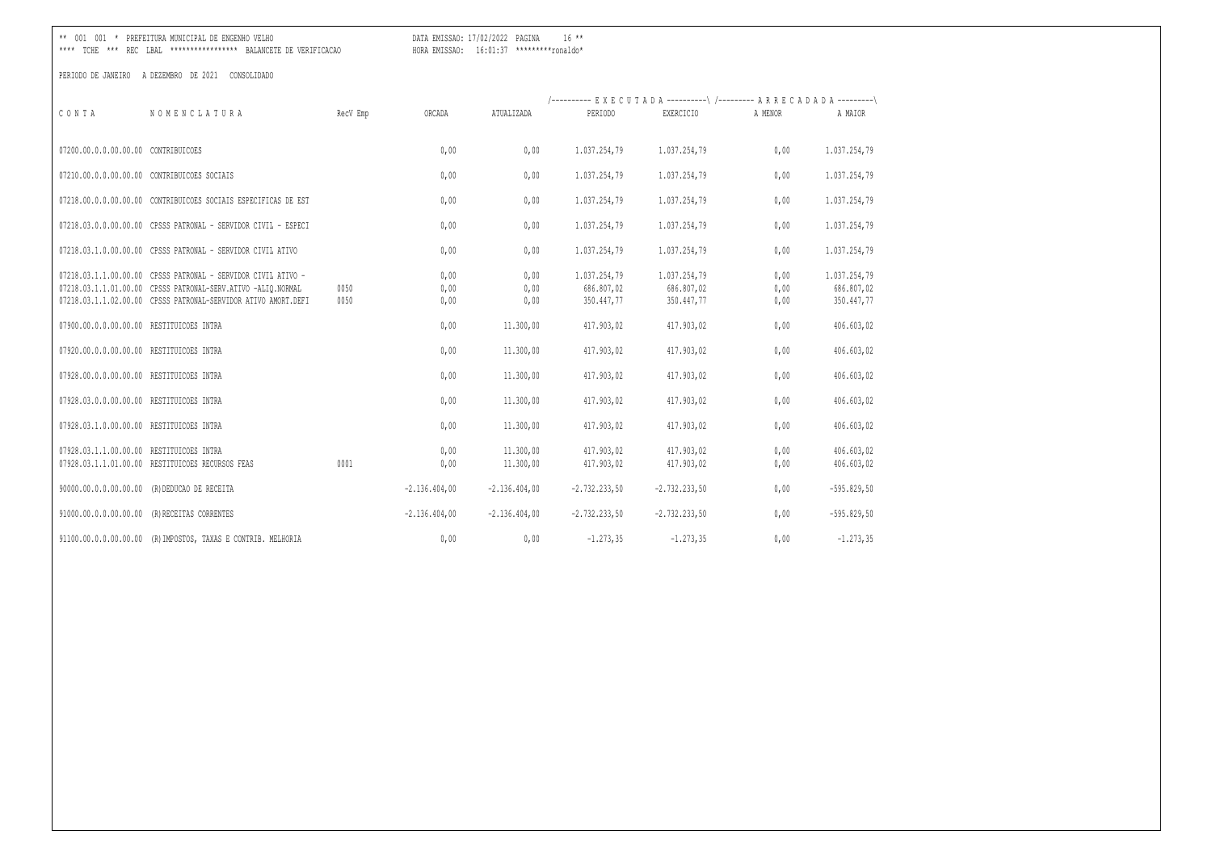** 001 001 * PREFEITURA MUNICIPAL DE ENGENHO VELHO DATA EMISSAO: 17/02/2022 PAGINA 16 **
**** TCHE *** REC LBAL ***************** BALANCETE DE VERIFICACAO HORA EMISSAO: 16:01:37 *********ronaldo*

PERIODO DE JANEIRO A DEZEMBRO DE 2021 CONSOLIDADO

| CONTA | NOMENCLATURA | RecV Emp | ORCADA | ATUALIZADA | EXECUTADA PERIODO | EXECUTADA EXERCICIO | ARRECADADA A MENOR | ARRECADADA A MAIOR |
|---|---|---|---|---|---|---|---|---|
| 07200.00.0.0.00.00.00 | CONTRIBUICOES | | 0,00 | 0,00 | 1.037.254,79 | 1.037.254,79 | 0,00 | 1.037.254,79 |
| 07210.00.0.0.00.00.00 | CONTRIBUICOES SOCIAIS | | 0,00 | 0,00 | 1.037.254,79 | 1.037.254,79 | 0,00 | 1.037.254,79 |
| 07218.00.0.0.00.00.00 | CONTRIBUICOES SOCIAIS ESPECIFICAS DE EST | | 0,00 | 0,00 | 1.037.254,79 | 1.037.254,79 | 0,00 | 1.037.254,79 |
| 07218.03.0.0.00.00.00 | CPSSS PATRONAL - SERVIDOR CIVIL - ESPECI | | 0,00 | 0,00 | 1.037.254,79 | 1.037.254,79 | 0,00 | 1.037.254,79 |
| 07218.03.1.0.00.00.00 | CPSSS PATRONAL - SERVIDOR CIVIL ATIVO | | 0,00 | 0,00 | 1.037.254,79 | 1.037.254,79 | 0,00 | 1.037.254,79 |
| 07218.03.1.1.00.00.00 | CPSSS PATRONAL - SERVIDOR CIVIL ATIVO - | | 0,00 | 0,00 | 1.037.254,79 | 1.037.254,79 | 0,00 | 1.037.254,79 |
| 07218.03.1.1.01.00.00 | CPSSS PATRONAL-SERV.ATIVO -ALIQ.NORMAL | 0050 | 0,00 | 0,00 | 686.807,02 | 686.807,02 | 0,00 | 686.807,02 |
| 07218.03.1.1.02.00.00 | CPSSS PATRONAL-SERVIDOR ATIVO AMORT.DEFI | 0050 | 0,00 | 0,00 | 350.447,77 | 350.447,77 | 0,00 | 350.447,77 |
| 07900.00.0.0.00.00.00 | RESTITUICOES INTRA | | 0,00 | 11.300,00 | 417.903,02 | 417.903,02 | 0,00 | 406.603,02 |
| 07920.00.0.0.00.00.00 | RESTITUICOES INTRA | | 0,00 | 11.300,00 | 417.903,02 | 417.903,02 | 0,00 | 406.603,02 |
| 07928.00.0.0.00.00.00 | RESTITUICOES INTRA | | 0,00 | 11.300,00 | 417.903,02 | 417.903,02 | 0,00 | 406.603,02 |
| 07928.03.0.0.00.00.00 | RESTITUICOES INTRA | | 0,00 | 11.300,00 | 417.903,02 | 417.903,02 | 0,00 | 406.603,02 |
| 07928.03.1.0.00.00.00 | RESTITUICOES INTRA | | 0,00 | 11.300,00 | 417.903,02 | 417.903,02 | 0,00 | 406.603,02 |
| 07928.03.1.1.00.00.00 | RESTITUICOES INTRA | | 0,00 | 11.300,00 | 417.903,02 | 417.903,02 | 0,00 | 406.603,02 |
| 07928.03.1.1.01.00.00 | RESTITUICOES RECURSOS FEAS | 0001 | 0,00 | 11.300,00 | 417.903,02 | 417.903,02 | 0,00 | 406.603,02 |
| 90000.00.0.0.00.00.00 | (R)DEDUCAO DE RECEITA | | -2.136.404,00 | -2.136.404,00 | -2.732.233,50 | -2.732.233,50 | 0,00 | -595.829,50 |
| 91000.00.0.0.00.00.00 | (R)RECEITAS CORRENTES | | -2.136.404,00 | -2.136.404,00 | -2.732.233,50 | -2.732.233,50 | 0,00 | -595.829,50 |
| 91100.00.0.0.00.00.00 | (R)IMPOSTOS, TAXAS E CONTRIB. MELHORIA | | 0,00 | 0,00 | -1.273,35 | -1.273,35 | 0,00 | -1.273,35 |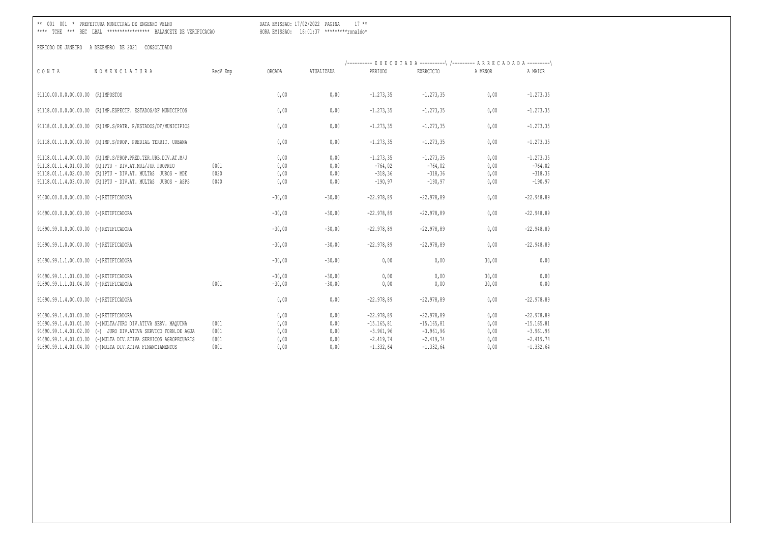PERIODO DE JANEIRO A DEZEMBRO DE 2021 CONSOLIDADO

| CONTA | NOMENCLATURA | RecV Emp | ORCADA | ATUALIZADA | EXECUTADA PERIODO | EXECUTADA EXERCICIO | ARRECADADA A MENOR | ARRECADADA A MAIOR |
|---|---|---|---|---|---|---|---|---|
| 91110.00.0.0.00.00.00 | (R)IMPOSTOS | | 0,00 | 0,00 | -1.273,35 | -1.273,35 | 0,00 | -1.273,35 |
| 91118.00.0.0.00.00.00 | (R)IMP.ESPECIF. ESTADOS/DF MUNICIPIOS | | 0,00 | 0,00 | -1.273,35 | -1.273,35 | 0,00 | -1.273,35 |
| 91118.01.0.0.00.00.00 | (R)IMP.S/PATR. P/ESTADOS/DF/MUNICIPIOS | | 0,00 | 0,00 | -1.273,35 | -1.273,35 | 0,00 | -1.273,35 |
| 91118.01.1.0.00.00.00 | (R)IMP.S/PROP. PREDIAL TERRIT. URBANA | | 0,00 | 0,00 | -1.273,35 | -1.273,35 | 0,00 | -1.273,35 |
| 91118.01.1.4.00.00.00 | (R)IMP.S/PROP.PRED.TER.URB.DIV.AT.M/J | | 0,00 | 0,00 | -1.273,35 | -1.273,35 | 0,00 | -1.273,35 |
| 91118.01.1.4.01.00.00 | (R)IPTU - DIV.AT.MUL/JUR PROPRIO | 0001 | 0,00 | 0,00 | -764,02 | -764,02 | 0,00 | -764,02 |
| 91118.01.1.4.02.00.00 | (R)IPTU - DIV.AT. MULTAS JUROS - MDE | 0020 | 0,00 | 0,00 | -318,36 | -318,36 | 0,00 | -318,36 |
| 91118.01.1.4.03.00.00 | (R)IPTU - DIV.AT. MULTAS JUROS - ASPS | 0040 | 0,00 | 0,00 | -190,97 | -190,97 | 0,00 | -190,97 |
| 91600.00.0.0.00.00.00 | (-)RETIFICADORA | | -30,00 | -30,00 | -22.978,89 | -22.978,89 | 0,00 | -22.948,89 |
| 91690.00.0.0.00.00.00 | (-)RETIFICADORA | | -30,00 | -30,00 | -22.978,89 | -22.978,89 | 0,00 | -22.948,89 |
| 91690.99.0.0.00.00.00 | (-)RETIFICADORA | | -30,00 | -30,00 | -22.978,89 | -22.978,89 | 0,00 | -22.948,89 |
| 91690.99.1.0.00.00.00 | (-)RETIFICADORA | | -30,00 | -30,00 | -22.978,89 | -22.978,89 | 0,00 | -22.948,89 |
| 91690.99.1.1.00.00.00 | (-)RETIFICADORA | | -30,00 | -30,00 | 0,00 | 0,00 | 30,00 | 0,00 |
| 91690.99.1.1.01.00.00 | (-)RETIFICADORA | | -30,00 | -30,00 | 0,00 | 0,00 | 30,00 | 0,00 |
| 91690.99.1.1.01.04.00 | (-)RETIFICADORA | 0001 | -30,00 | -30,00 | 0,00 | 0,00 | 30,00 | 0,00 |
| 91690.99.1.4.00.00.00 | (-)RETIFICADORA | | 0,00 | 0,00 | -22.978,89 | -22.978,89 | 0,00 | -22.978,89 |
| 91690.99.1.4.01.00.00 | (-)RETIFICADORA | | 0,00 | 0,00 | -22.978,89 | -22.978,89 | 0,00 | -22.978,89 |
| 91690.99.1.4.01.01.00 | (-)MULTA/JURO DIV.ATIVA SERV. MAQUINA | 0001 | 0,00 | 0,00 | -15.165,81 | -15.165,81 | 0,00 | -15.165,81 |
| 91690.99.1.4.01.02.00 | (-) JURO DIV.ATIVA SERVICO FORN.DE AGUA | 0001 | 0,00 | 0,00 | -3.961,96 | -3.961,96 | 0,00 | -3.961,96 |
| 91690.99.1.4.01.03.00 | (-)MULTA DIV.ATIVA SERVICOS AGROPECUARIS | 0001 | 0,00 | 0,00 | -2.419,74 | -2.419,74 | 0,00 | -2.419,74 |
| 91690.99.1.4.01.04.00 | (-)MULTA DIV.ATIVA FINANCIAMENTOS | 0001 | 0,00 | 0,00 | -1.332,64 | -1.332,64 | 0,00 | -1.332,64 |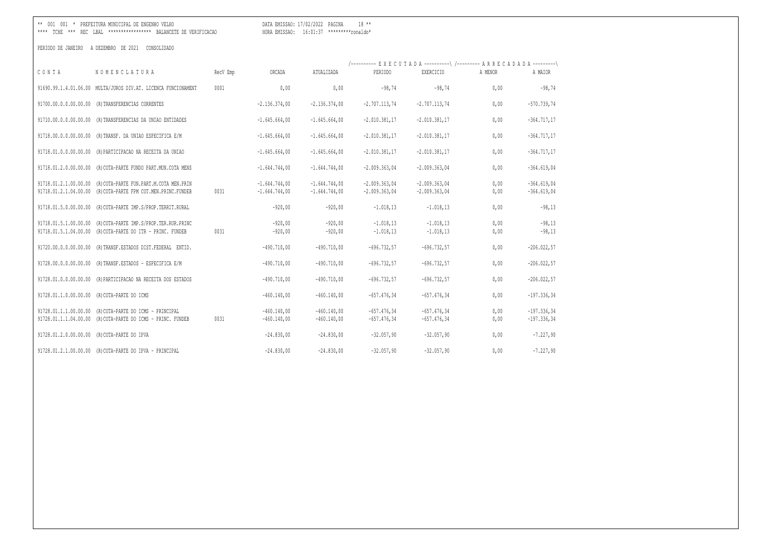** 001 001 * PREFEITURA MUNICIPAL DE ENGENHO VELHO DATA EMISSAO: 17/02/2022 PAGINA 18 **
**** TCHE *** REC LBAL **************** BALANCETE DE VERIFICACAO HORA EMISSAO: 16:01:37 *********ronaldo*

PERIODO DE JANEIRO A DEZEMBRO DE 2021 CONSOLIDADO

| C O N T A | N O M E N C L A T U R A | RecV Emp | ORCADA | ATUALIZADA | E X E C U T A D A | | A R R E C A D A D A | |
|---|---|---|---|---|---|---|---|---|
| | | | | | PERIODO | EXERCICIO | A MENOR | A MAIOR |
| 91690.99.1.4.01.06.00 | MULTA/JUROS DIV.AT. LICENCA FUNCIONAMENT | 0001 | 0,00 | 0,00 | -98,74 | -98,74 | 0,00 | -98,74 |
| 91700.00.0.0.00.00.00 | (R)TRANSFERENCIAS CORRENTES | | -2.136.374,00 | -2.136.374,00 | -2.707.113,74 | -2.707.113,74 | 0,00 | -570.739,74 |
| 91710.00.0.0.00.00.00 | (R)TRANSFERENCIAS DA UNIAO ENTIDADES | | -1.645.664,00 | -1.645.664,00 | -2.010.381,17 | -2.010.381,17 | 0,00 | -364.717,17 |
| 91718.00.0.0.00.00.00 | (R)TRANSF. DA UNIAO ESPECIFICA E/M | | -1.645.664,00 | -1.645.664,00 | -2.010.381,17 | -2.010.381,17 | 0,00 | -364.717,17 |
| 91718.01.0.0.00.00.00 | (R)PARTICIPACAO NA RECEITA DA UNIAO | | -1.645.664,00 | -1.645.664,00 | -2.010.381,17 | -2.010.381,17 | 0,00 | -364.717,17 |
| 91718.01.2.0.00.00.00 | (R)COTA-PARTE FUNDO PART.MUN.COTA MENS | | -1.644.744,00 | -1.644.744,00 | -2.009.363,04 | -2.009.363,04 | 0,00 | -364.619,04 |
| 91718.01.2.1.00.00.00 | (R)COTA-PARTE FUN.PART.M.COTA MEN.PRIN | | -1.644.744,00 | -1.644.744,00 | -2.009.363,04 | -2.009.363,04 | 0,00 | -364.619,04 |
| 91718.01.2.1.04.00.00 | (R)COTA-PARTE FPM COT.MEN.PRINC.FUNDEB | 0031 | -1.644.744,00 | -1.644.744,00 | -2.009.363,04 | -2.009.363,04 | 0,00 | -364.619,04 |
| 91718.01.5.0.00.00.00 | (R)COTA-PARTE IMP.S/PROP.TERRIT.RURAL | | -920,00 | -920,00 | -1.018,13 | -1.018,13 | 0,00 | -98,13 |
| 91718.01.5.1.00.00.00 | (R)COTA-PARTE IMP.S/PROP.TER.RUR.PRINC | | -920,00 | -920,00 | -1.018,13 | -1.018,13 | 0,00 | -98,13 |
| 91718.01.5.1.04.00.00 | (R)COTA-PARTE DO ITR - PRINC. FUNDEB | 0031 | -920,00 | -920,00 | -1.018,13 | -1.018,13 | 0,00 | -98,13 |
| 91720.00.0.0.00.00.00 | (R)TRANSF.ESTADOS DIST.FEDERAL ENTID. | | -490.710,00 | -490.710,00 | -696.732,57 | -696.732,57 | 0,00 | -206.022,57 |
| 91728.00.0.0.00.00.00 | (R)TRANSF.ESTADOS - ESPECIFICA E/M | | -490.710,00 | -490.710,00 | -696.732,57 | -696.732,57 | 0,00 | -206.022,57 |
| 91728.01.0.0.00.00.00 | (R)PARTICIPACAO NA RECEITA DOS ESTADOS | | -490.710,00 | -490.710,00 | -696.732,57 | -696.732,57 | 0,00 | -206.022,57 |
| 91728.01.1.0.00.00.00 | (R)COTA-PARTE DO ICMS | | -460.140,00 | -460.140,00 | -657.476,34 | -657.476,34 | 0,00 | -197.336,34 |
| 91728.01.1.1.00.00.00 | (R)COTA-PARTE DO ICMS - PRINCIPAL | | -460.140,00 | -460.140,00 | -657.476,34 | -657.476,34 | 0,00 | -197.336,34 |
| 91728.01.1.1.04.00.00 | (R)COTA-PARTE DO ICMS - PRINC. FUNDEB | 0031 | -460.140,00 | -460.140,00 | -657.476,34 | -657.476,34 | 0,00 | -197.336,34 |
| 91728.01.2.0.00.00.00 | (R)COTA-PARTE DO IPVA | | -24.830,00 | -24.830,00 | -32.057,90 | -32.057,90 | 0,00 | -7.227,90 |
| 91728.01.2.1.00.00.00 | (R)COTA-PARTE DO IPVA - PRINCIPAL | | -24.830,00 | -24.830,00 | -32.057,90 | -32.057,90 | 0,00 | -7.227,90 |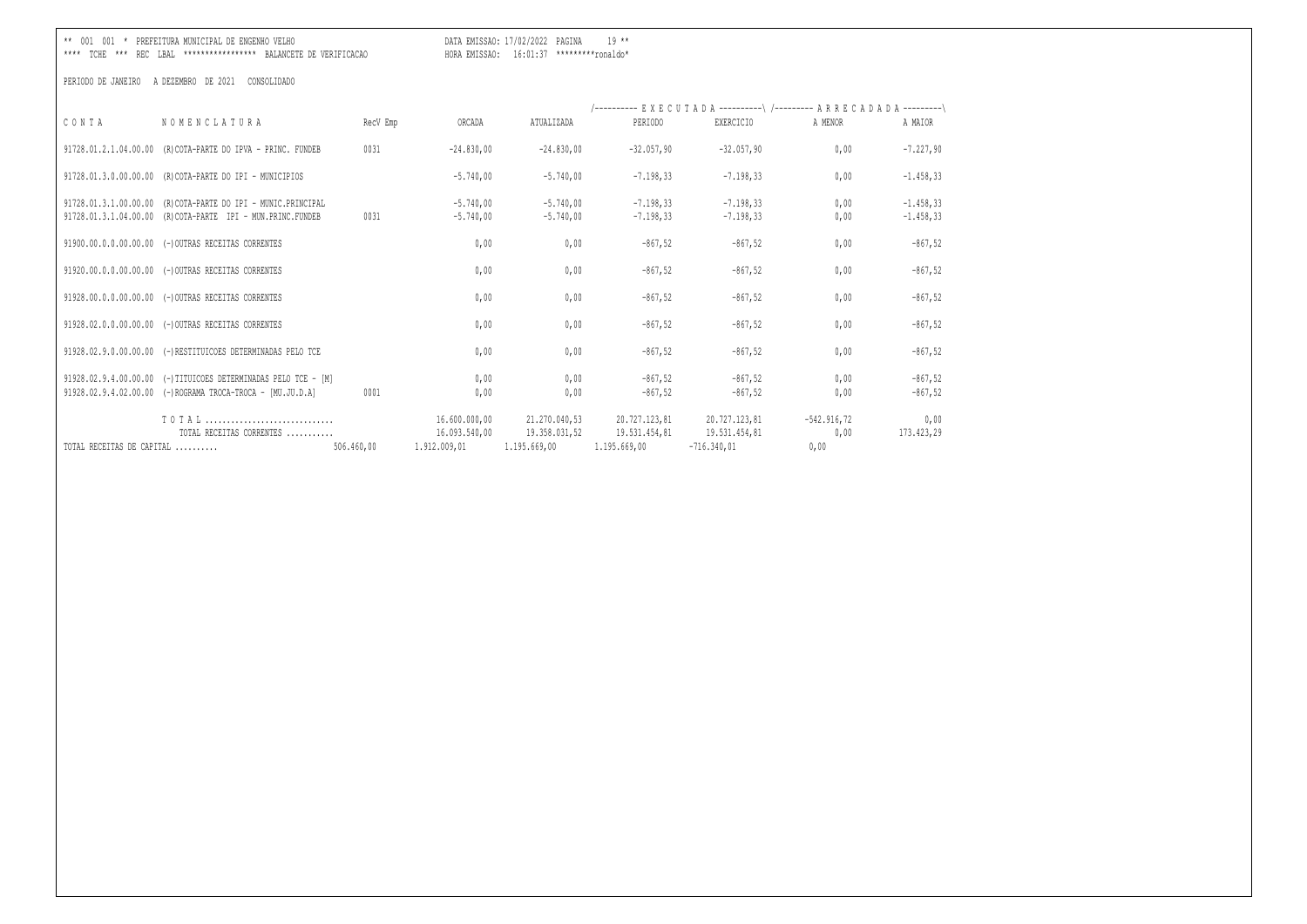PERIODO DE JANEIRO A DEZEMBRO DE 2021 CONSOLIDADO

| | | | | | /---------- E X E C U T A D A ----------\ | | /--------- A R R E C A D A D A ---------\ | |
|---|---|---|---|---|---|---|---|---|
| C O N T A | N O M E N C L A T U R A | RecV Emp | ORCADA | ATUALIZADA | PERIODO | EXERCICIO | A MENOR | A MAIOR |
| 91728.01.2.1.04.00.00 | (R)COTA-PARTE DO IPVA - PRINC. FUNDEB | 0031 | -24.830,00 | -24.830,00 | -32.057,90 | -32.057,90 | 0,00 | -7.227,90 |
| 91728.01.3.0.00.00.00 | (R)COTA-PARTE DO IPI - MUNICIPIOS | | -5.740,00 | -5.740,00 | -7.198,33 | -7.198,33 | 0,00 | -1.458,33 |
| 91728.01.3.1.00.00.00 | (R)COTA-PARTE DO IPI - MUNIC.PRINCIPAL | | -5.740,00 | -5.740,00 | -7.198,33 | -7.198,33 | 0,00 | -1.458,33 |
| 91728.01.3.1.04.00.00 | (R)COTA-PARTE IPI - MUN.PRINC.FUNDEB | 0031 | -5.740,00 | -5.740,00 | -7.198,33 | -7.198,33 | 0,00 | -1.458,33 |
| 91900.00.0.0.00.00.00 | (-)OUTRAS RECEITAS CORRENTES | | 0,00 | 0,00 | -867,52 | -867,52 | 0,00 | -867,52 |
| 91920.00.0.0.00.00.00 | (-)OUTRAS RECEITAS CORRENTES | | 0,00 | 0,00 | -867,52 | -867,52 | 0,00 | -867,52 |
| 91928.00.0.0.00.00.00 | (-)OUTRAS RECEITAS CORRENTES | | 0,00 | 0,00 | -867,52 | -867,52 | 0,00 | -867,52 |
| 91928.02.0.0.00.00.00 | (-)OUTRAS RECEITAS CORRENTES | | 0,00 | 0,00 | -867,52 | -867,52 | 0,00 | -867,52 |
| 91928.02.9.0.00.00.00 | (-)RESTITUICOES DETERMINADAS PELO TCE | | 0,00 | 0,00 | -867,52 | -867,52 | 0,00 | -867,52 |
| 91928.02.9.4.00.00.00 | (-)TITUICOES DETERMINADAS PELO TCE - [M] | | 0,00 | 0,00 | -867,52 | -867,52 | 0,00 | -867,52 |
| 91928.02.9.4.02.00.00 | (-)ROGRAMA TROCA-TROCA - [MU.JU.D.A] | 0001 | 0,00 | 0,00 | -867,52 | -867,52 | 0,00 | -867,52 |
| | T O T A L ............................. | | 16.600.000,00 | 21.270.040,53 | 20.727.123,81 | 20.727.123,81 | -542.916,72 | 0,00 |
| | TOTAL RECEITAS CORRENTES .......... | | 16.093.540,00 | 19.358.031,52 | 19.531.454,81 | 19.531.454,81 | 0,00 | 173.423,29 |
| TOTAL RECEITAS DE CAPITAL .......... | | | 506.460,00 | 1.912.009,01 | 1.195.669,00 | 1.195.669,00 | -716.340,01 | 0,00 |